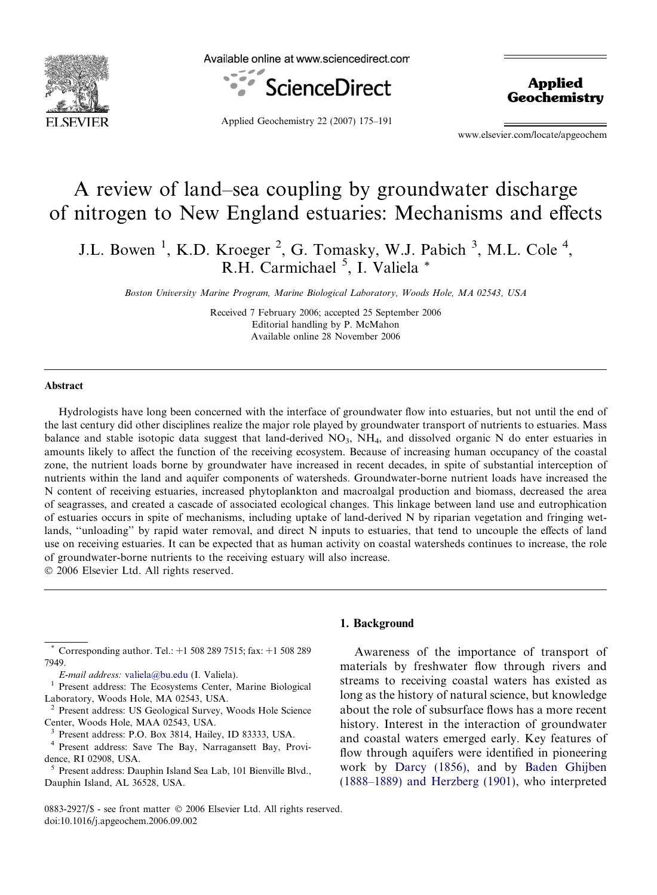# A review of land–sea coupling by groundwater discharge of nitrogen to New England estuaries: Mechanisms and effects

J.L. Bowen [1], K.D. Kroeger [2], G. Tomasky, W.J. Pabich [3], M.L. Cole [4], R.H. Carmichael [5], I. Valiela *

*Boston University Marine Program, Marine Biological Laboratory, Woods Hole, MA 02543, USA*

Received 7 February 2006; accepted 25 September 2006
Editorial handling by P. McMahon
Available online 28 November 2006

## Abstract

Hydrologists have long been concerned with the interface of groundwater flow into estuaries, but not until the end of the last century did other disciplines realize the major role played by groundwater transport of nutrients to estuaries. Mass balance and stable isotopic data suggest that land-derived $NO_3$, $NH_4$, and dissolved organic N do enter estuaries in amounts likely to affect the function of the receiving ecosystem. Because of increasing human occupancy of the coastal zone, the nutrient loads borne by groundwater have increased in recent decades, in spite of substantial interception of nutrients within the land and aquifer components of watersheds. Groundwater-borne nutrient loads have increased the N content of receiving estuaries, increased phytoplankton and macroalgal production and biomass, decreased the area of seagrasses, and created a cascade of associated ecological changes. This linkage between land use and eutrophication of estuaries occurs in spite of mechanisms, including uptake of land-derived N by riparian vegetation and fringing wetlands, "unloading" by rapid water removal, and direct N inputs to estuaries, that tend to uncouple the effects of land use on receiving estuaries. It can be expected that as human activity on coastal watersheds continues to increase, the role of groundwater-borne nutrients to the receiving estuary will also increase.

© 2006 Elsevier Ltd. All rights reserved.

## 1. Background

Awareness of the importance of transport of materials by freshwater flow through rivers and streams to receiving coastal waters has existed as long as the history of natural science, but knowledge about the role of subsurface flows has a more recent history. Interest in the interaction of groundwater and coastal waters emerged early. Key features of flow through aquifers were identified in pioneering work by Darcy (1856), and by Baden Ghijben (1888–1889) and Herzberg (1901), who interpreted

---

* Corresponding author. Tel.: +1 508 289 7515; fax: +1 508 289 7949.
*E-mail address:* valiela@bu.edu (I. Valiela).

[1] Present address: The Ecosystems Center, Marine Biological Laboratory, Woods Hole, MA 02543, USA.

[2] Present address: US Geological Survey, Woods Hole Science Center, Woods Hole, MAA 02543, USA.

[3] Present address: P.O. Box 3814, Hailey, ID 83333, USA.

[4] Present address: Save The Bay, Narragansett Bay, Providence, RI 02908, USA.

[5] Present address: Dauphin Island Sea Lab, 101 Bienville Blvd., Dauphin Island, AL 36528, USA.

0883-2927/$ - see front matter © 2006 Elsevier Ltd. All rights reserved.
doi:10.1016/j.apgeochem.2006.09.002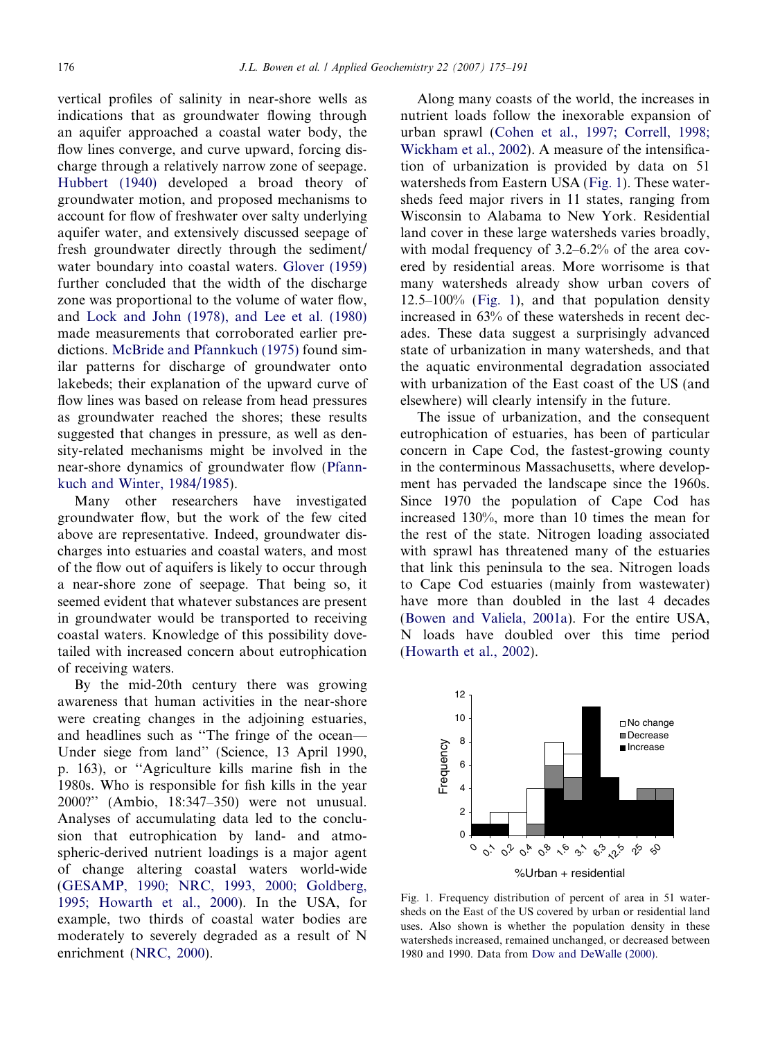vertical profiles of salinity in near-shore wells as indications that as groundwater flowing through an aquifer approached a coastal water body, the flow lines converge, and curve upward, forcing discharge through a relatively narrow zone of seepage. Hubbert (1940) developed a broad theory of groundwater motion, and proposed mechanisms to account for flow of freshwater over salty underlying aquifer water, and extensively discussed seepage of fresh groundwater directly through the sediment/water boundary into coastal waters. Glover (1959) further concluded that the width of the discharge zone was proportional to the volume of water flow, and Lock and John (1978), and Lee et al. (1980) made measurements that corroborated earlier predictions. McBride and Pfannkuch (1975) found similar patterns for discharge of groundwater onto lakebeds; their explanation of the upward curve of flow lines was based on release from head pressures as groundwater reached the shores; these results suggested that changes in pressure, as well as density-related mechanisms might be involved in the near-shore dynamics of groundwater flow (Pfannkuch and Winter, 1984/1985).

Many other researchers have investigated groundwater flow, but the work of the few cited above are representative. Indeed, groundwater discharges into estuaries and coastal waters, and most of the flow out of aquifers is likely to occur through a near-shore zone of seepage. That being so, it seemed evident that whatever substances are present in groundwater would be transported to receiving coastal waters. Knowledge of this possibility dovetailed with increased concern about eutrophication of receiving waters.

By the mid-20th century there was growing awareness that human activities in the near-shore were creating changes in the adjoining estuaries, and headlines such as "The fringe of the ocean—Under siege from land" (Science, 13 April 1990, p. 163), or "Agriculture kills marine fish in the 1980s. Who is responsible for fish kills in the year 2000?" (Ambio, 18:347–350) were not unusual. Analyses of accumulating data led to the conclusion that eutrophication by land- and atmospheric-derived nutrient loadings is a major agent of change altering coastal waters world-wide (GESAMP, 1990; NRC, 1993, 2000; Goldberg, 1995; Howarth et al., 2000). In the USA, for example, two thirds of coastal water bodies are moderately to severely degraded as a result of N enrichment (NRC, 2000).

Along many coasts of the world, the increases in nutrient loads follow the inexorable expansion of urban sprawl (Cohen et al., 1997; Correll, 1998; Wickham et al., 2002). A measure of the intensification of urbanization is provided by data on 51 watersheds from Eastern USA (Fig. 1). These watersheds feed major rivers in 11 states, ranging from Wisconsin to Alabama to New York. Residential land cover in these large watersheds varies broadly, with modal frequency of 3.2–6.2% of the area covered by residential areas. More worrisome is that many watersheds already show urban covers of 12.5–100% (Fig. 1), and that population density increased in 63% of these watersheds in recent decades. These data suggest a surprisingly advanced state of urbanization in many watersheds, and that the aquatic environmental degradation associated with urbanization of the East coast of the US (and elsewhere) will clearly intensify in the future.

The issue of urbanization, and the consequent eutrophication of estuaries, has been of particular concern in Cape Cod, the fastest-growing county in the conterminous Massachusetts, where development has pervaded the landscape since the 1960s. Since 1970 the population of Cape Cod has increased 130%, more than 10 times the mean for the rest of the state. Nitrogen loading associated with sprawl has threatened many of the estuaries that link this peninsula to the sea. Nitrogen loads to Cape Cod estuaries (mainly from wastewater) have more than doubled in the last 4 decades (Bowen and Valiela, 2001a). For the entire USA, N loads have doubled over this time period (Howarth et al., 2002).

Fig. 1. Frequency distribution of percent of area in 51 watersheds on the East of the US covered by urban or residential land uses. Also shown is whether the population density in these watersheds increased, remained unchanged, or decreased between 1980 and 1990. Data from Dow and DeWalle (2000).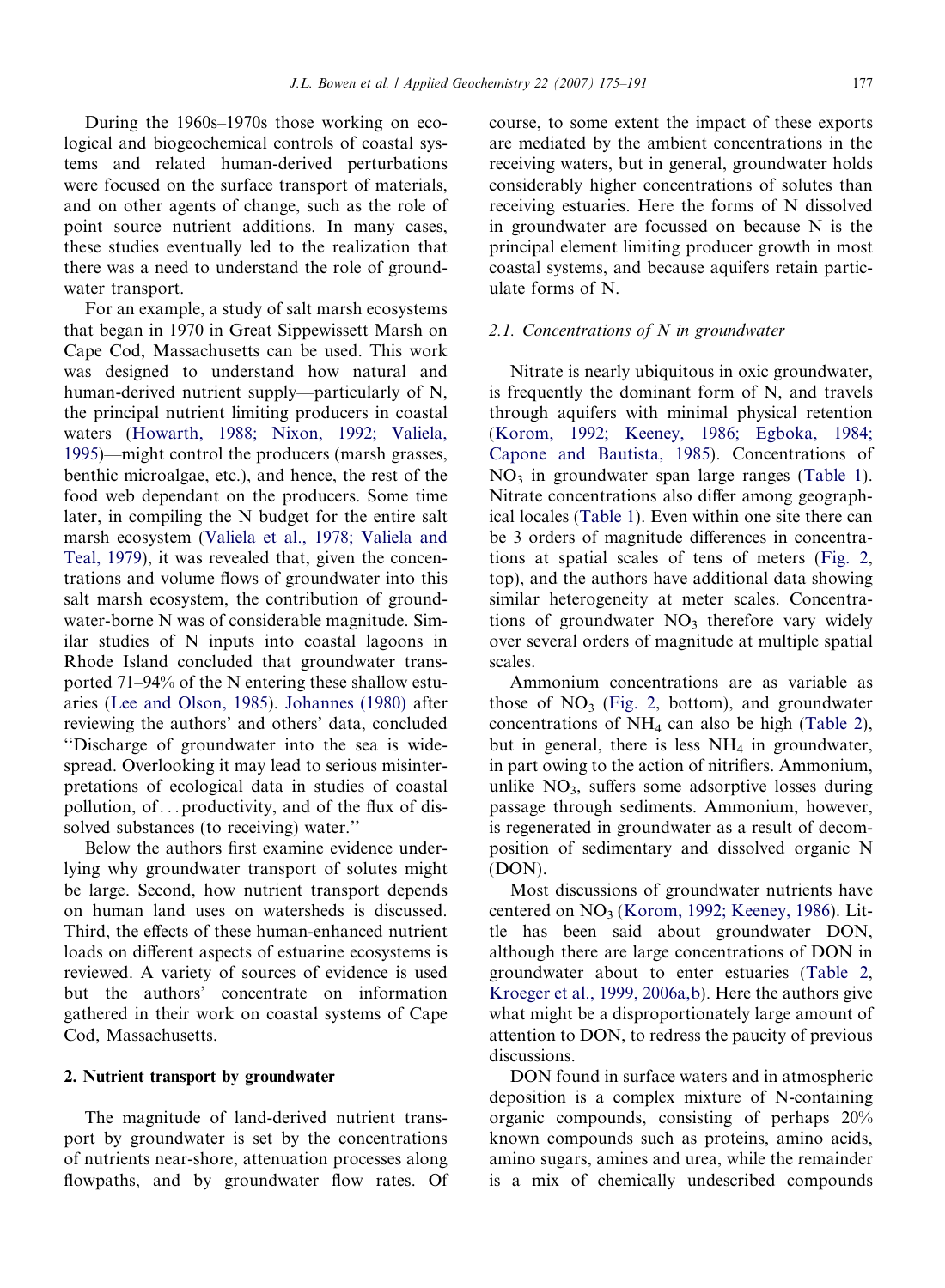During the 1960s–1970s those working on ecological and biogeochemical controls of coastal systems and related human-derived perturbations were focused on the surface transport of materials, and on other agents of change, such as the role of point source nutrient additions. In many cases, these studies eventually led to the realization that there was a need to understand the role of groundwater transport.

For an example, a study of salt marsh ecosystems that began in 1970 in Great Sippewissett Marsh on Cape Cod, Massachusetts can be used. This work was designed to understand how natural and human-derived nutrient supply—particularly of N, the principal nutrient limiting producers in coastal waters (Howarth, 1988; Nixon, 1992; Valiela, 1995)—might control the producers (marsh grasses, benthic microalgae, etc.), and hence, the rest of the food web dependant on the producers. Some time later, in compiling the N budget for the entire salt marsh ecosystem (Valiela et al., 1978; Valiela and Teal, 1979), it was revealed that, given the concentrations and volume flows of groundwater into this salt marsh ecosystem, the contribution of groundwater-borne N was of considerable magnitude. Similar studies of N inputs into coastal lagoons in Rhode Island concluded that groundwater transported 71–94% of the N entering these shallow estuaries (Lee and Olson, 1985). Johannes (1980) after reviewing the authors' and others' data, concluded "Discharge of groundwater into the sea is widespread. Overlooking it may lead to serious misinterpretations of ecological data in studies of coastal pollution, of…productivity, and of the flux of dissolved substances (to receiving) water."

Below the authors first examine evidence underlying why groundwater transport of solutes might be large. Second, how nutrient transport depends on human land uses on watersheds is discussed. Third, the effects of these human-enhanced nutrient loads on different aspects of estuarine ecosystems is reviewed. A variety of sources of evidence is used but the authors' concentrate on information gathered in their work on coastal systems of Cape Cod, Massachusetts.

## 2. Nutrient transport by groundwater

The magnitude of land-derived nutrient transport by groundwater is set by the concentrations of nutrients near-shore, attenuation processes along flowpaths, and by groundwater flow rates. Of course, to some extent the impact of these exports are mediated by the ambient concentrations in the receiving waters, but in general, groundwater holds considerably higher concentrations of solutes than receiving estuaries. Here the forms of N dissolved in groundwater are focussed on because N is the principal element limiting producer growth in most coastal systems, and because aquifers retain particulate forms of N.

### 2.1. Concentrations of N in groundwater

Nitrate is nearly ubiquitous in oxic groundwater, is frequently the dominant form of N, and travels through aquifers with minimal physical retention (Korom, 1992; Keeney, 1986; Egboka, 1984; Capone and Bautista, 1985). Concentrations of $NO_3$ in groundwater span large ranges (Table 1). Nitrate concentrations also differ among geographical locales (Table 1). Even within one site there can be 3 orders of magnitude differences in concentrations at spatial scales of tens of meters (Fig. 2, top), and the authors have additional data showing similar heterogeneity at meter scales. Concentrations of groundwater $NO_3$ therefore vary widely over several orders of magnitude at multiple spatial scales.

Ammonium concentrations are as variable as those of $NO_3$ (Fig. 2, bottom), and groundwater concentrations of $NH_4$ can also be high (Table 2), but in general, there is less $NH_4$ in groundwater, in part owing to the action of nitrifiers. Ammonium, unlike $NO_3$, suffers some adsorptive losses during passage through sediments. Ammonium, however, is regenerated in groundwater as a result of decomposition of sedimentary and dissolved organic N (DON).

Most discussions of groundwater nutrients have centered on $NO_3$ (Korom, 1992; Keeney, 1986). Little has been said about groundwater DON, although there are large concentrations of DON in groundwater about to enter estuaries (Table 2, Kroeger et al., 1999, 2006a,b). Here the authors give what might be a disproportionately large amount of attention to DON, to redress the paucity of previous discussions.

DON found in surface waters and in atmospheric deposition is a complex mixture of N-containing organic compounds, consisting of perhaps 20% known compounds such as proteins, amino acids, amino sugars, amines and urea, while the remainder is a mix of chemically undescribed compounds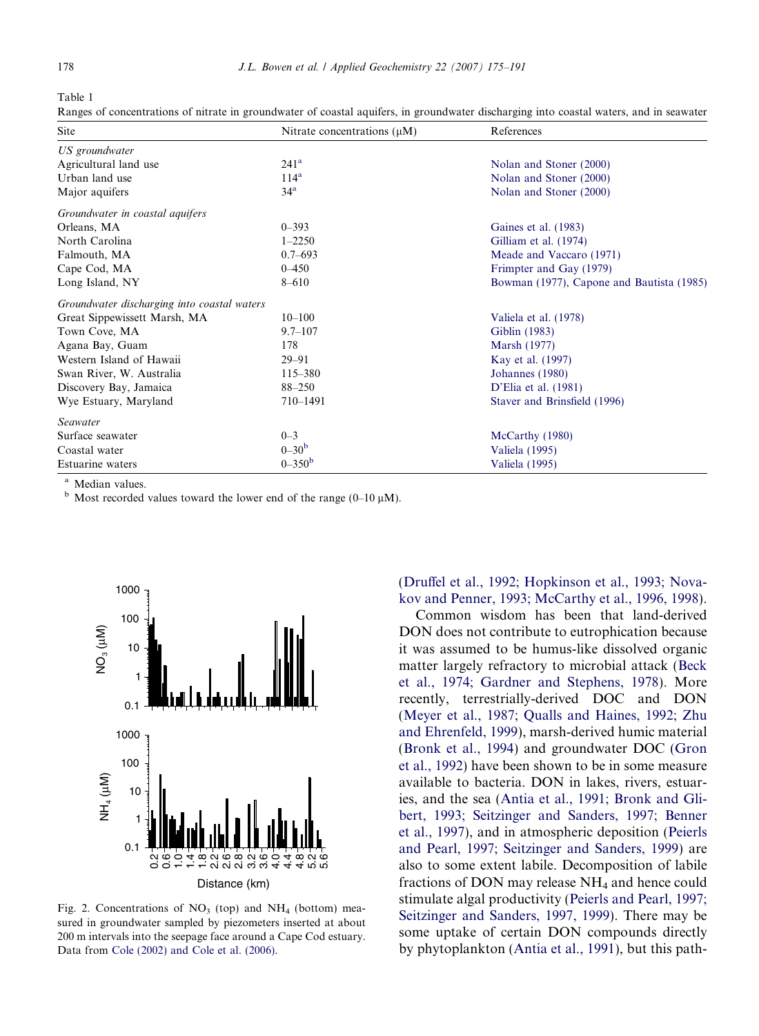Table 1
Ranges of concentrations of nitrate in groundwater of coastal aquifers, in groundwater discharging into coastal waters, and in seawater

| Site | Nitrate concentrations (μM) | References |
|---|---|---|
| *US groundwater* | | |
| Agricultural land use | 241[a] | Nolan and Stoner (2000) |
| Urban land use | 114[a] | Nolan and Stoner (2000) |
| Major aquifers | 34[a] | Nolan and Stoner (2000) |
| *Groundwater in coastal aquifers* | | |
| Orleans, MA | 0–393 | Gaines et al. (1983) |
| North Carolina | 1–2250 | Gilliam et al. (1974) |
| Falmouth, MA | 0.7–693 | Meade and Vaccaro (1971) |
| Cape Cod, MA | 0–450 | Frimpter and Gay (1979) |
| Long Island, NY | 8–610 | Bowman (1977), Capone and Bautista (1985) |
| *Groundwater discharging into coastal waters* | | |
| Great Sippewissett Marsh, MA | 10–100 | Valiela et al. (1978) |
| Town Cove, MA | 9.7–107 | Giblin (1983) |
| Agana Bay, Guam | 178 | Marsh (1977) |
| Western Island of Hawaii | 29–91 | Kay et al. (1997) |
| Swan River, W. Australia | 115–380 | Johannes (1980) |
| Discovery Bay, Jamaica | 88–250 | D'Elia et al. (1981) |
| Wye Estuary, Maryland | 710–1491 | Staver and Brinsfield (1996) |
| *Seawater* | | |
| Surface seawater | 0–3 | McCarthy (1980) |
| Coastal water | 0–30[b] | Valiela (1995) |
| Estuarine waters | 0–350[b] | Valiela (1995) |

[a] Median values.
[b] Most recorded values toward the lower end of the range (0–10 μM).

Fig. 2. Concentrations of $NO_3$ (top) and $NH_4$ (bottom) measured in groundwater sampled by piezometers inserted at about 200 m intervals into the seepage face around a Cape Cod estuary. Data from Cole (2002) and Cole et al. (2006).

(Druffel et al., 1992; Hopkinson et al., 1993; Novakov and Penner, 1993; McCarthy et al., 1996, 1998).

Common wisdom has been that land-derived DON does not contribute to eutrophication because it was assumed to be humus-like dissolved organic matter largely refractory to microbial attack (Beck et al., 1974; Gardner and Stephens, 1978). More recently, terrestrially-derived DOC and DON (Meyer et al., 1987; Qualls and Haines, 1992; Zhu and Ehrenfeld, 1999), marsh-derived humic material (Bronk et al., 1994) and groundwater DOC (Gron et al., 1992) have been shown to be in some measure available to bacteria. DON in lakes, rivers, estuaries, and the sea (Antia et al., 1991; Bronk and Glibert, 1993; Seitzinger and Sanders, 1997; Benner et al., 1997), and in atmospheric deposition (Peierls and Pearl, 1997; Seitzinger and Sanders, 1999) are also to some extent labile. Decomposition of labile fractions of DON may release $NH_4$ and hence could stimulate algal productivity (Peierls and Pearl, 1997; Seitzinger and Sanders, 1997, 1999). There may be some uptake of certain DON compounds directly by phytoplankton (Antia et al., 1991), but this path-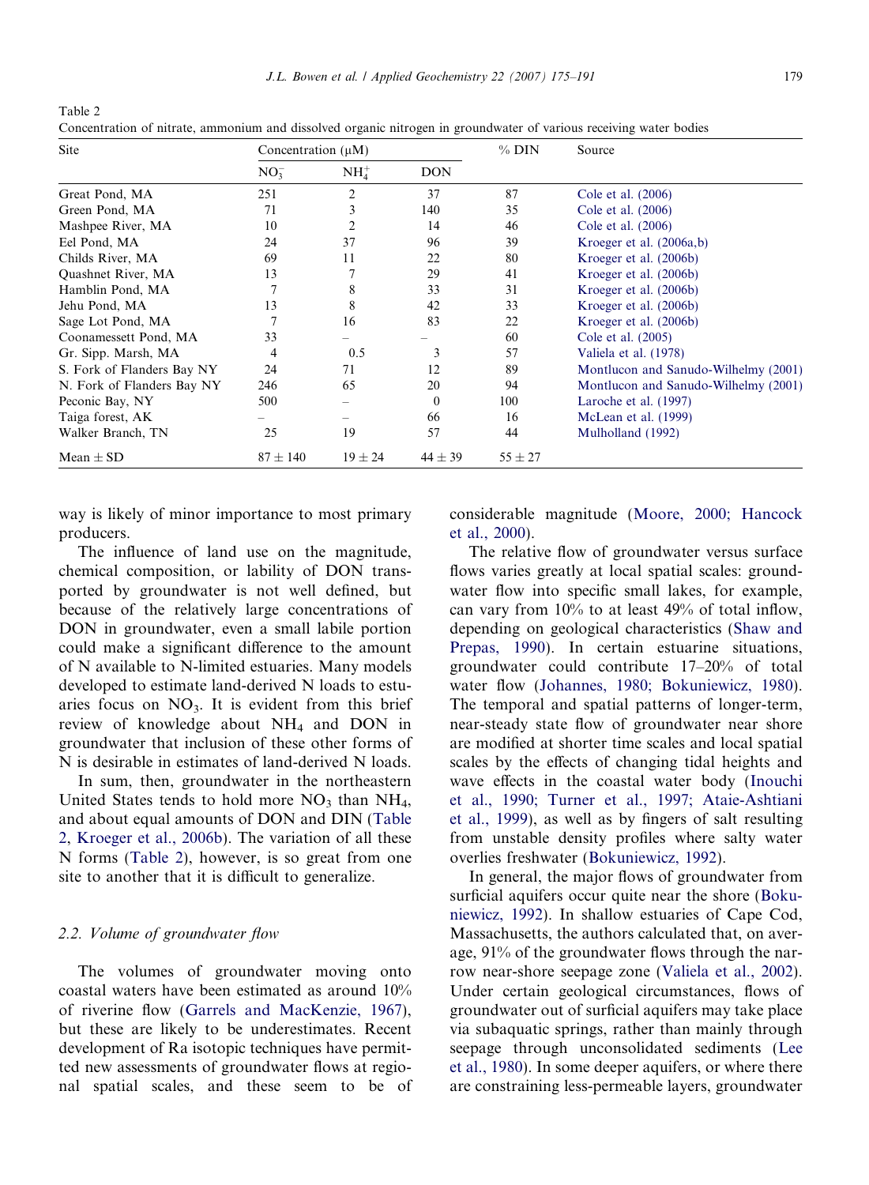Table 2
Concentration of nitrate, ammonium and dissolved organic nitrogen in groundwater of various receiving water bodies

| Site | Concentration (μM) | | | % DIN | Source |
|---|---|---|---|---|---|
| | $NO_3^-$ | $NH_4^+$ | DON | | |
| Great Pond, MA | 251 | 2 | 37 | 87 | Cole et al. (2006) |
| Green Pond, MA | 71 | 3 | 140 | 35 | Cole et al. (2006) |
| Mashpee River, MA | 10 | 2 | 14 | 46 | Cole et al. (2006) |
| Eel Pond, MA | 24 | 37 | 96 | 39 | Kroeger et al. (2006a,b) |
| Childs River, MA | 69 | 11 | 22 | 80 | Kroeger et al. (2006b) |
| Quashnet River, MA | 13 | 7 | 29 | 41 | Kroeger et al. (2006b) |
| Hamblin Pond, MA | 7 | 8 | 33 | 31 | Kroeger et al. (2006b) |
| Jehu Pond, MA | 13 | 8 | 42 | 33 | Kroeger et al. (2006b) |
| Sage Lot Pond, MA | 7 | 16 | 83 | 22 | Kroeger et al. (2006b) |
| Coonamessett Pond, MA | 33 | – | – | 60 | Cole et al. (2005) |
| Gr. Sipp. Marsh, MA | 4 | 0.5 | 3 | 57 | Valiela et al. (1978) |
| S. Fork of Flanders Bay NY | 24 | 71 | 12 | 89 | Montlucon and Sanudo-Wilhelmy (2001) |
| N. Fork of Flanders Bay NY | 246 | 65 | 20 | 94 | Montlucon and Sanudo-Wilhelmy (2001) |
| Peconic Bay, NY | 500 | – | 0 | 100 | Laroche et al. (1997) |
| Taiga forest, AK | – | – | 66 | 16 | McLean et al. (1999) |
| Walker Branch, TN | 25 | 19 | 57 | 44 | Mulholland (1992) |
| Mean ± SD | 87 ± 140 | 19 ± 24 | 44 ± 39 | 55 ± 27 | |

way is likely of minor importance to most primary producers.

The influence of land use on the magnitude, chemical composition, or lability of DON transported by groundwater is not well defined, but because of the relatively large concentrations of DON in groundwater, even a small labile portion could make a significant difference to the amount of N available to N-limited estuaries. Many models developed to estimate land-derived N loads to estuaries focus on $NO_3$. It is evident from this brief review of knowledge about $NH_4$ and DON in groundwater that inclusion of these other forms of N is desirable in estimates of land-derived N loads.

In sum, then, groundwater in the northeastern United States tends to hold more $NO_3$ than $NH_4$, and about equal amounts of DON and DIN (Table 2, Kroeger et al., 2006b). The variation of all these N forms (Table 2), however, is so great from one site to another that it is difficult to generalize.

### 2.2. Volume of groundwater flow

The volumes of groundwater moving onto coastal waters have been estimated as around 10% of riverine flow (Garrels and MacKenzie, 1967), but these are likely to be underestimates. Recent development of Ra isotopic techniques have permitted new assessments of groundwater flows at regional spatial scales, and these seem to be of considerable magnitude (Moore, 2000; Hancock et al., 2000).

The relative flow of groundwater versus surface flows varies greatly at local spatial scales: groundwater flow into specific small lakes, for example, can vary from 10% to at least 49% of total inflow, depending on geological characteristics (Shaw and Prepas, 1990). In certain estuarine situations, groundwater could contribute 17–20% of total water flow (Johannes, 1980; Bokuniewicz, 1980). The temporal and spatial patterns of longer-term, near-steady state flow of groundwater near shore are modified at shorter time scales and local spatial scales by the effects of changing tidal heights and wave effects in the coastal water body (Inouchi et al., 1990; Turner et al., 1997; Ataie-Ashtiani et al., 1999), as well as by fingers of salt resulting from unstable density profiles where salty water overlies freshwater (Bokuniewicz, 1992).

In general, the major flows of groundwater from surficial aquifers occur quite near the shore (Bokuniewicz, 1992). In shallow estuaries of Cape Cod, Massachusetts, the authors calculated that, on average, 91% of the groundwater flows through the narrow near-shore seepage zone (Valiela et al., 2002). Under certain geological circumstances, flows of groundwater out of surficial aquifers may take place via subaquatic springs, rather than mainly through seepage through unconsolidated sediments (Lee et al., 1980). In some deeper aquifers, or where there are constraining less-permeable layers, groundwater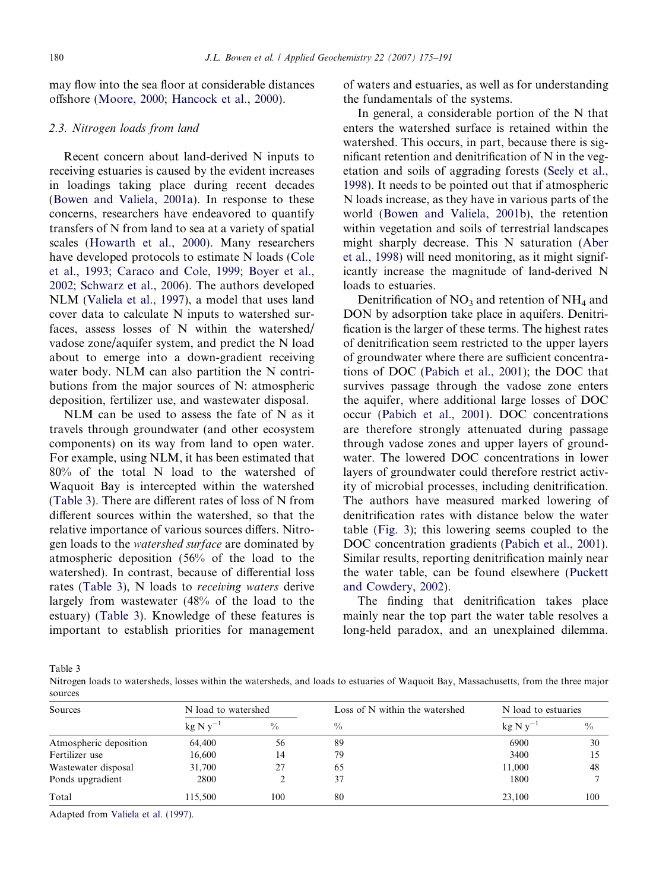may flow into the sea floor at considerable distances offshore (Moore, 2000; Hancock et al., 2000).

### 2.3. Nitrogen loads from land

Recent concern about land-derived N inputs to receiving estuaries is caused by the evident increases in loadings taking place during recent decades (Bowen and Valiela, 2001a). In response to these concerns, researchers have endeavored to quantify transfers of N from land to sea at a variety of spatial scales (Howarth et al., 2000). Many researchers have developed protocols to estimate N loads (Cole et al., 1993; Caraco and Cole, 1999; Boyer et al., 2002; Schwarz et al., 2006). The authors developed NLM (Valiela et al., 1997), a model that uses land cover data to calculate N inputs to watershed surfaces, assess losses of N within the watershed/vadose zone/aquifer system, and predict the N load about to emerge into a down-gradient receiving water body. NLM can also partition the N contributions from the major sources of N: atmospheric deposition, fertilizer use, and wastewater disposal.

NLM can be used to assess the fate of N as it travels through groundwater (and other ecosystem components) on its way from land to open water. For example, using NLM, it has been estimated that 80% of the total N load to the watershed of Waquoit Bay is intercepted within the watershed (Table 3). There are different rates of loss of N from different sources within the watershed, so that the relative importance of various sources differs. Nitrogen loads to the *watershed surface* are dominated by atmospheric deposition (56% of the load to the watershed). In contrast, because of differential loss rates (Table 3), N loads to *receiving waters* derive largely from wastewater (48% of the load to the estuary) (Table 3). Knowledge of these features is important to establish priorities for management of waters and estuaries, as well as for understanding the fundamentals of the systems.

In general, a considerable portion of the N that enters the watershed surface is retained within the watershed. This occurs, in part, because there is significant retention and denitrification of N in the vegetation and soils of aggrading forests (Seely et al., 1998). It needs to be pointed out that if atmospheric N loads increase, as they have in various parts of the world (Bowen and Valiela, 2001b), the retention within vegetation and soils of terrestrial landscapes might sharply decrease. This N saturation (Aber et al., 1998) will need monitoring, as it might significantly increase the magnitude of land-derived N loads to estuaries.

Denitrification of $NO_3$ and retention of $NH_4$ and DON by adsorption take place in aquifers. Denitrification is the larger of these terms. The highest rates of denitrification seem restricted to the upper layers of groundwater where there are sufficient concentrations of DOC (Pabich et al., 2001); the DOC that survives passage through the vadose zone enters the aquifer, where additional large losses of DOC occur (Pabich et al., 2001). DOC concentrations are therefore strongly attenuated during passage through vadose zones and upper layers of groundwater. The lowered DOC concentrations in lower layers of groundwater could therefore restrict activity of microbial processes, including denitrification. The authors have measured marked lowering of denitrification rates with distance below the water table (Fig. 3); this lowering seems coupled to the DOC concentration gradients (Pabich et al., 2001). Similar results, reporting denitrification mainly near the water table, can be found elsewhere (Puckett and Cowdery, 2002).

The finding that denitrification takes place mainly near the top part the water table resolves a long-held paradox, and an unexplained dilemma.

Table 3
Nitrogen loads to watersheds, losses within the watersheds, and loads to estuaries of Waquoit Bay, Massachusetts, from the three major sources

| Sources | N load to watershed | | Loss of N within the watershed | N load to estuaries | |
|---|---|---|---|---|---|
| | $kg\ N\ y^{-1}$ | % | % | $kg\ N\ y^{-1}$ | % |
| Atmospheric deposition | 64,400 | 56 | 89 | 6900 | 30 |
| Fertilizer use | 16,600 | 14 | 79 | 3400 | 15 |
| Wastewater disposal | 31,700 | 27 | 65 | 11,000 | 48 |
| Ponds upgradient | 2800 | 2 | 37 | 1800 | 7 |
| Total | 115,500 | 100 | 80 | 23,100 | 100 |

Adapted from Valiela et al. (1997).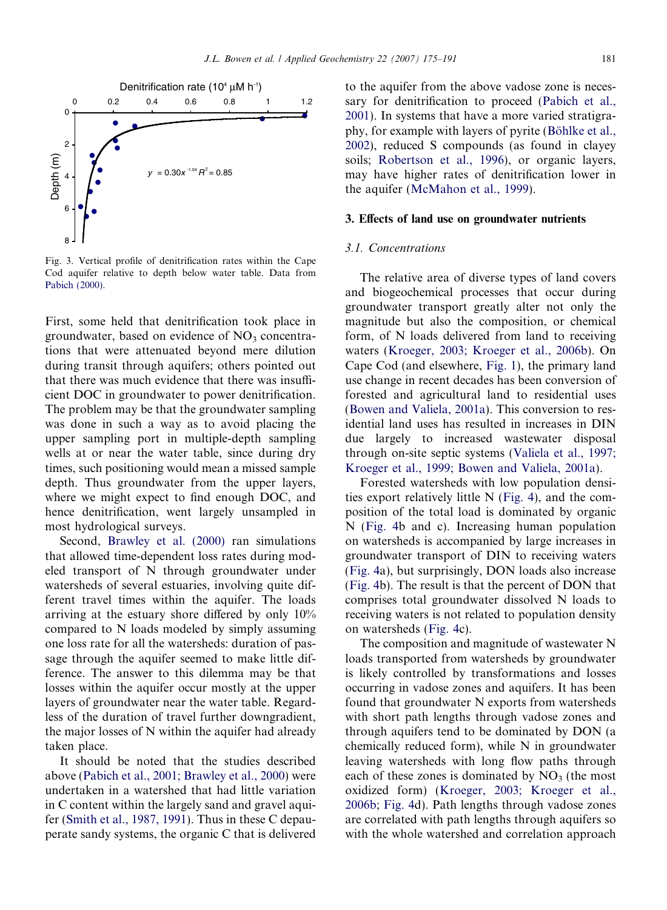Fig. 3. Vertical profile of denitrification rates within the Cape Cod aquifer relative to depth below water table. Data from Pabich (2000).

First, some held that denitrification took place in groundwater, based on evidence of $NO_3$ concentrations that were attenuated beyond mere dilution during transit through aquifers; others pointed out that there was much evidence that there was insufficient DOC in groundwater to power denitrification. The problem may be that the groundwater sampling was done in such a way as to avoid placing the upper sampling port in multiple-depth sampling wells at or near the water table, since during dry times, such positioning would mean a missed sample depth. Thus groundwater from the upper layers, where we might expect to find enough DOC, and hence denitrification, went largely unsampled in most hydrological surveys.

Second, Brawley et al. (2000) ran simulations that allowed time-dependent loss rates during modeled transport of N through groundwater under watersheds of several estuaries, involving quite different travel times within the aquifer. The loads arriving at the estuary shore differed by only 10% compared to N loads modeled by simply assuming one loss rate for all the watersheds: duration of passage through the aquifer seemed to make little difference. The answer to this dilemma may be that losses within the aquifer occur mostly at the upper layers of groundwater near the water table. Regardless of the duration of travel further downgradient, the major losses of N within the aquifer had already taken place.

It should be noted that the studies described above (Pabich et al., 2001; Brawley et al., 2000) were undertaken in a watershed that had little variation in C content within the largely sand and gravel aquifer (Smith et al., 1987, 1991). Thus in these C depauperate sandy systems, the organic C that is delivered to the aquifer from the above vadose zone is necessary for denitrification to proceed (Pabich et al., 2001). In systems that have a more varied stratigraphy, for example with layers of pyrite (Böhlke et al., 2002), reduced S compounds (as found in clayey soils; Robertson et al., 1996), or organic layers, may have higher rates of denitrification lower in the aquifer (McMahon et al., 1999).

## 3. Effects of land use on groundwater nutrients

### 3.1. Concentrations

The relative area of diverse types of land covers and biogeochemical processes that occur during groundwater transport greatly alter not only the magnitude but also the composition, or chemical form, of N loads delivered from land to receiving waters (Kroeger, 2003; Kroeger et al., 2006b). On Cape Cod (and elsewhere, Fig. 1), the primary land use change in recent decades has been conversion of forested and agricultural land to residential uses (Bowen and Valiela, 2001a). This conversion to residential land uses has resulted in increases in DIN due largely to increased wastewater disposal through on-site septic systems (Valiela et al., 1997; Kroeger et al., 1999; Bowen and Valiela, 2001a).

Forested watersheds with low population densities export relatively little N (Fig. 4), and the composition of the total load is dominated by organic N (Fig. 4b and c). Increasing human population on watersheds is accompanied by large increases in groundwater transport of DIN to receiving waters (Fig. 4a), but surprisingly, DON loads also increase (Fig. 4b). The result is that the percent of DON that comprises total groundwater dissolved N loads to receiving waters is not related to population density on watersheds (Fig. 4c).

The composition and magnitude of wastewater N loads transported from watersheds by groundwater is likely controlled by transformations and losses occurring in vadose zones and aquifers. It has been found that groundwater N exports from watersheds with short path lengths through vadose zones and through aquifers tend to be dominated by DON (a chemically reduced form), while N in groundwater leaving watersheds with long flow paths through each of these zones is dominated by $NO_3$ (the most oxidized form) (Kroeger, 2003; Kroeger et al., 2006b; Fig. 4d). Path lengths through vadose zones are correlated with path lengths through aquifers so with the whole watershed and correlation approach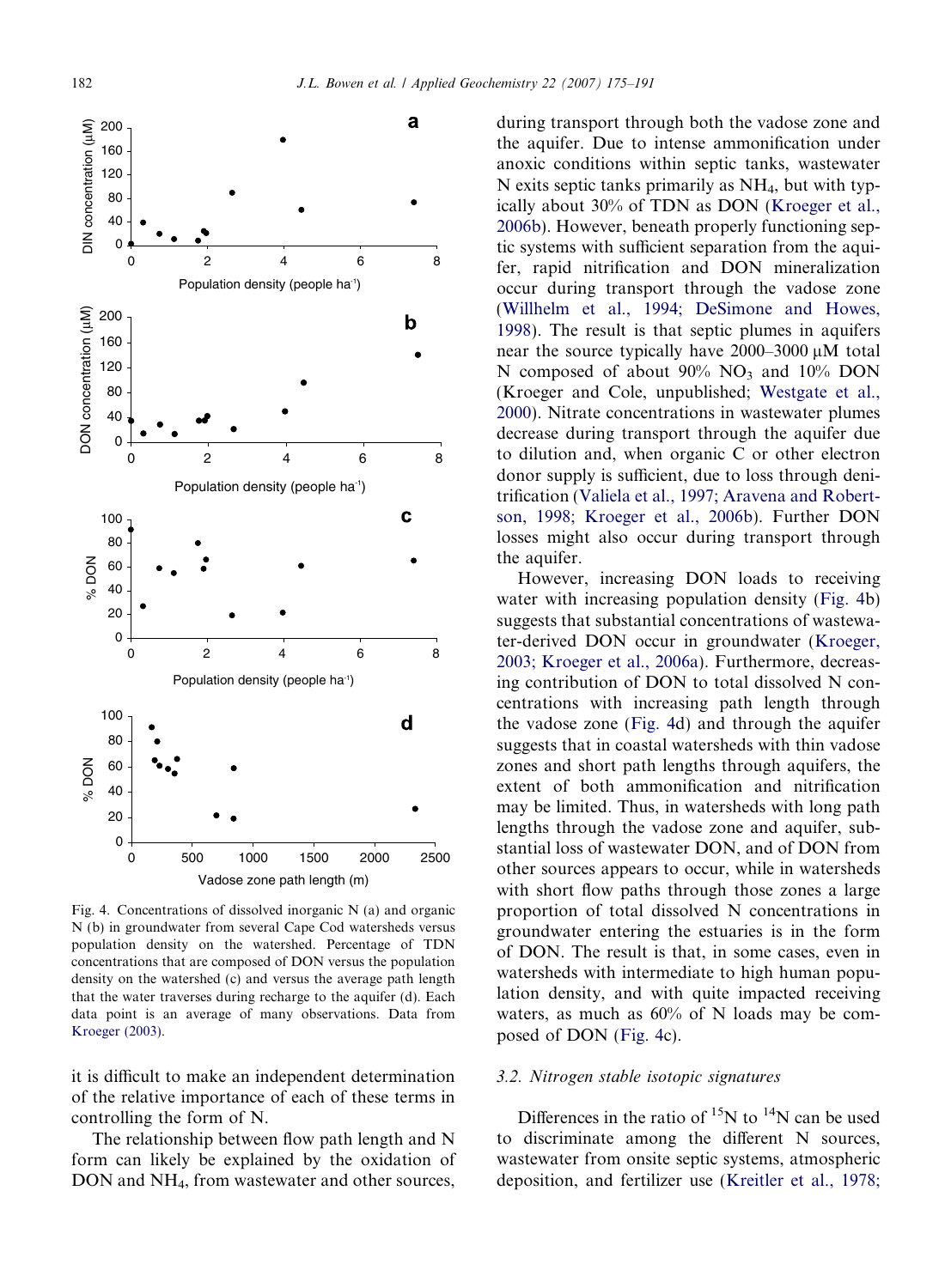Fig. 4. Concentrations of dissolved inorganic N (a) and organic N (b) in groundwater from several Cape Cod watersheds versus population density on the watershed. Percentage of TDN concentrations that are composed of DON versus the population density on the watershed (c) and versus the average path length that the water traverses during recharge to the aquifer (d). Each data point is an average of many observations. Data from Kroeger (2003).

it is difficult to make an independent determination of the relative importance of each of these terms in controlling the form of N.

The relationship between flow path length and N form can likely be explained by the oxidation of DON and $NH_4$, from wastewater and other sources, during transport through both the vadose zone and the aquifer. Due to intense ammonification under anoxic conditions within septic tanks, wastewater N exits septic tanks primarily as $NH_4$, but with typically about 30% of TDN as DON (Kroeger et al., 2006b). However, beneath properly functioning septic systems with sufficient separation from the aquifer, rapid nitrification and DON mineralization occur during transport through the vadose zone (Willhelm et al., 1994; DeSimone and Howes, 1998). The result is that septic plumes in aquifers near the source typically have 2000–3000 μM total N composed of about 90% $NO_3$ and 10% DON (Kroeger and Cole, unpublished; Westgate et al., 2000). Nitrate concentrations in wastewater plumes decrease during transport through the aquifer due to dilution and, when organic C or other electron donor supply is sufficient, due to loss through denitrification (Valiela et al., 1997; Aravena and Robertson, 1998; Kroeger et al., 2006b). Further DON losses might also occur during transport through the aquifer.

However, increasing DON loads to receiving water with increasing population density (Fig. 4b) suggests that substantial concentrations of wastewater-derived DON occur in groundwater (Kroeger, 2003; Kroeger et al., 2006a). Furthermore, decreasing contribution of DON to total dissolved N concentrations with increasing path length through the vadose zone (Fig. 4d) and through the aquifer suggests that in coastal watersheds with thin vadose zones and short path lengths through aquifers, the extent of both ammonification and nitrification may be limited. Thus, in watersheds with long path lengths through the vadose zone and aquifer, substantial loss of wastewater DON, and of DON from other sources appears to occur, while in watersheds with short flow paths through those zones a large proportion of total dissolved N concentrations in groundwater entering the estuaries is in the form of DON. The result is that, in some cases, even in watersheds with intermediate to high human population density, and with quite impacted receiving waters, as much as 60% of N loads may be composed of DON (Fig. 4c).

### 3.2. Nitrogen stable isotopic signatures

Differences in the ratio of $^{15}N$ to $^{14}N$ can be used to discriminate among the different N sources, wastewater from onsite septic systems, atmospheric deposition, and fertilizer use (Kreitler et al., 1978;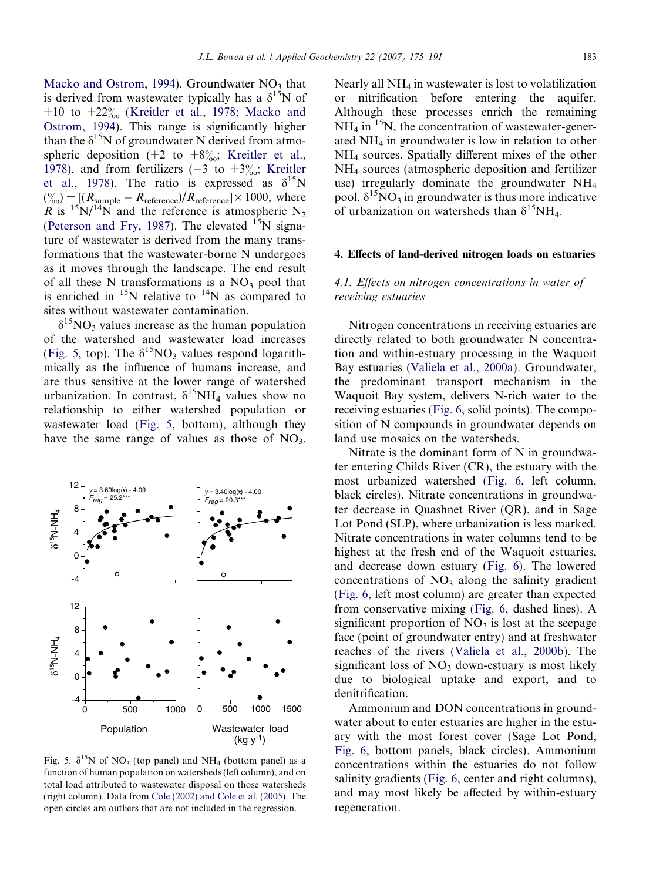Macko and Ostrom, 1994). Groundwater $NO_3$ that is derived from wastewater typically has a $\delta^{15}N$ of +10 to +22‰ (Kreitler et al., 1978; Macko and Ostrom, 1994). This range is significantly higher than the $\delta^{15}N$ of groundwater N derived from atmospheric deposition (+2 to +8‰; Kreitler et al., 1978), and from fertilizers (−3 to +3‰; Kreitler et al., 1978). The ratio is expressed as $\delta^{15}N$ (‰) = $[(R_{sample} - R_{reference})/R_{reference}] \times 1000$, where $R$ is $^{15}N/^{14}N$ and the reference is atmospheric $N_2$ (Peterson and Fry, 1987). The elevated $^{15}N$ signature of wastewater is derived from the many transformations that the wastewater-borne N undergoes as it moves through the landscape. The end result of all these N transformations is a $NO_3$ pool that is enriched in $^{15}N$ relative to $^{14}N$ as compared to sites without wastewater contamination.

$\delta^{15}NO_3$ values increase as the human population of the watershed and wastewater load increases (Fig. 5, top). The $\delta^{15}NO_3$ values respond logarithmically as the influence of humans increase, and are thus sensitive at the lower range of watershed urbanization. In contrast, $\delta^{15}NH_4$ values show no relationship to either watershed population or wastewater load (Fig. 5, bottom), although they have the same range of values as those of $NO_3$. Nearly all $NH_4$ in wastewater is lost to volatilization or nitrification before entering the aquifer. Although these processes enrich the remaining $NH_4$ in $^{15}N$, the concentration of wastewater-generated $NH_4$ in groundwater is low in relation to other $NH_4$ sources. Spatially different mixes of the other $NH_4$ sources (atmospheric deposition and fertilizer use) irregularly dominate the groundwater $NH_4$ pool. $\delta^{15}NO_3$ in groundwater is thus more indicative of urbanization on watersheds than $\delta^{15}NH_4$.

Fig. 5. $\delta^{15}N$ of $NO_3$ (top panel) and $NH_4$ (bottom panel) as a function of human population on watersheds (left column), and on total load attributed to wastewater disposal on those watersheds (right column). Data from Cole (2002) and Cole et al. (2005). The open circles are outliers that are not included in the regression.

## 4. Effects of land-derived nitrogen loads on estuaries

### 4.1. Effects on nitrogen concentrations in water of receiving estuaries

Nitrogen concentrations in receiving estuaries are directly related to both groundwater N concentration and within-estuary processing in the Waquoit Bay estuaries (Valiela et al., 2000a). Groundwater, the predominant transport mechanism in the Waquoit Bay system, delivers N-rich water to the receiving estuaries (Fig. 6, solid points). The composition of N compounds in groundwater depends on land use mosaics on the watersheds.

Nitrate is the dominant form of N in groundwater entering Childs River (CR), the estuary with the most urbanized watershed (Fig. 6, left column, black circles). Nitrate concentrations in groundwater decrease in Quashnet River (QR), and in Sage Lot Pond (SLP), where urbanization is less marked. Nitrate concentrations in water columns tend to be highest at the fresh end of the Waquoit estuaries, and decrease down estuary (Fig. 6). The lowered concentrations of $NO_3$ along the salinity gradient (Fig. 6, left most column) are greater than expected from conservative mixing (Fig. 6, dashed lines). A significant proportion of $NO_3$ is lost at the seepage face (point of groundwater entry) and at freshwater reaches of the rivers (Valiela et al., 2000b). The significant loss of $NO_3$ down-estuary is most likely due to biological uptake and export, and to denitrification.

Ammonium and DON concentrations in groundwater about to enter estuaries are higher in the estuary with the most forest cover (Sage Lot Pond, Fig. 6, bottom panels, black circles). Ammonium concentrations within the estuaries do not follow salinity gradients (Fig. 6, center and right columns), and may most likely be affected by within-estuary regeneration.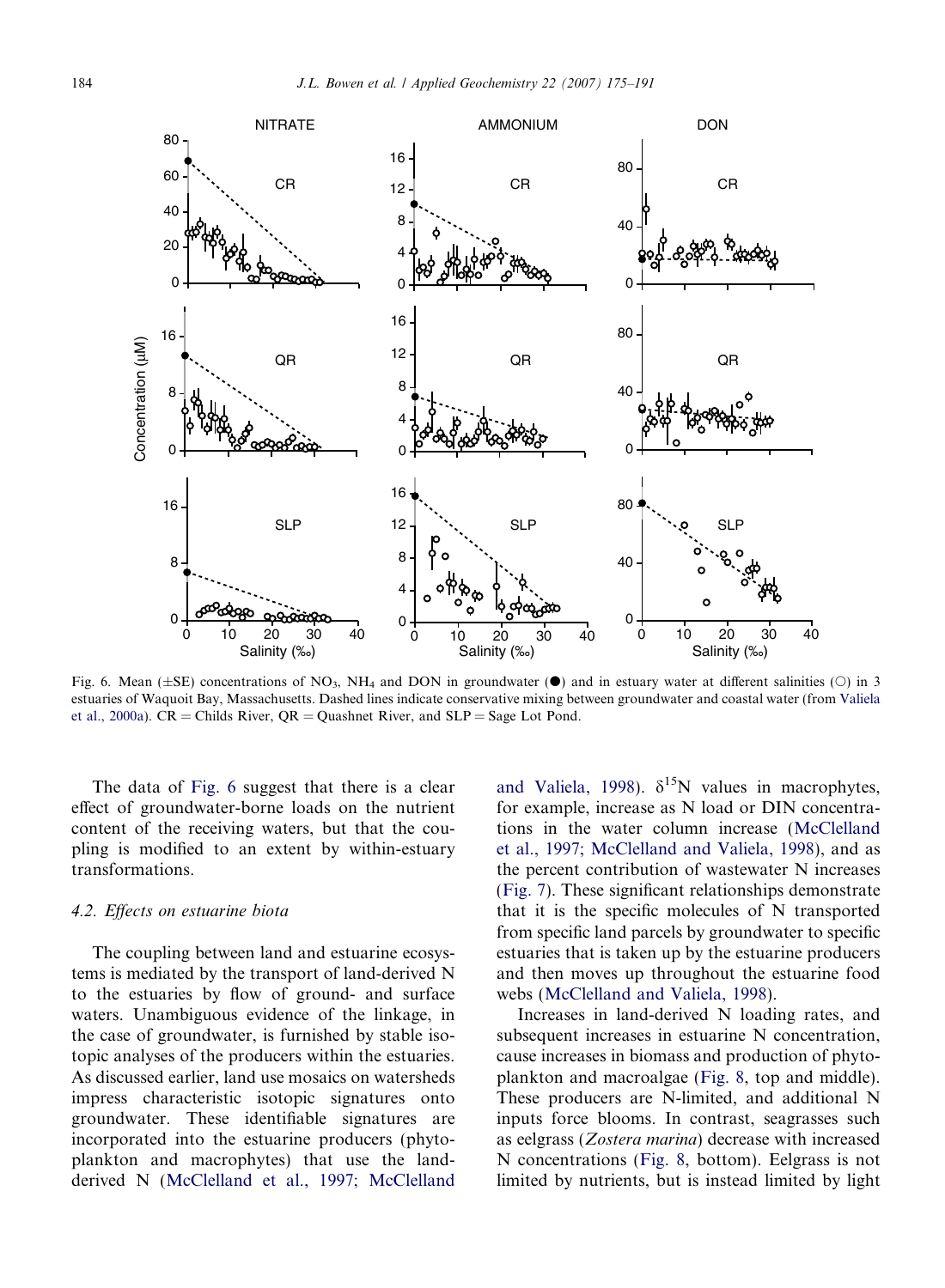Fig. 6. Mean (±SE) concentrations of $NO_3$, $NH_4$ and DON in groundwater (●) and in estuary water at different salinities (○) in 3 estuaries of Waquoit Bay, Massachusetts. Dashed lines indicate conservative mixing between groundwater and coastal water (from Valiela et al., 2000a). CR = Childs River, QR = Quashnet River, and SLP = Sage Lot Pond.

The data of Fig. 6 suggest that there is a clear effect of groundwater-borne loads on the nutrient content of the receiving waters, but that the coupling is modified to an extent by within-estuary transformations.

### 4.2. Effects on estuarine biota

The coupling between land and estuarine ecosystems is mediated by the transport of land-derived N to the estuaries by flow of ground- and surface waters. Unambiguous evidence of the linkage, in the case of groundwater, is furnished by stable isotopic analyses of the producers within the estuaries. As discussed earlier, land use mosaics on watersheds impress characteristic isotopic signatures onto groundwater. These identifiable signatures are incorporated into the estuarine producers (phytoplankton and macrophytes) that use the land-derived N (McClelland et al., 1997; McClelland and Valiela, 1998). $\delta^{15}N$ values in macrophytes, for example, increase as N load or DIN concentrations in the water column increase (McClelland et al., 1997; McClelland and Valiela, 1998), and as the percent contribution of wastewater N increases (Fig. 7). These significant relationships demonstrate that it is the specific molecules of N transported from specific land parcels by groundwater to specific estuaries that is taken up by the estuarine producers and then moves up throughout the estuarine food webs (McClelland and Valiela, 1998).

Increases in land-derived N loading rates, and subsequent increases in estuarine N concentration, cause increases in biomass and production of phytoplankton and macroalgae (Fig. 8, top and middle). These producers are N-limited, and additional N inputs force blooms. In contrast, seagrasses such as eelgrass (*Zostera marina*) decrease with increased N concentrations (Fig. 8, bottom). Eelgrass is not limited by nutrients, but is instead limited by light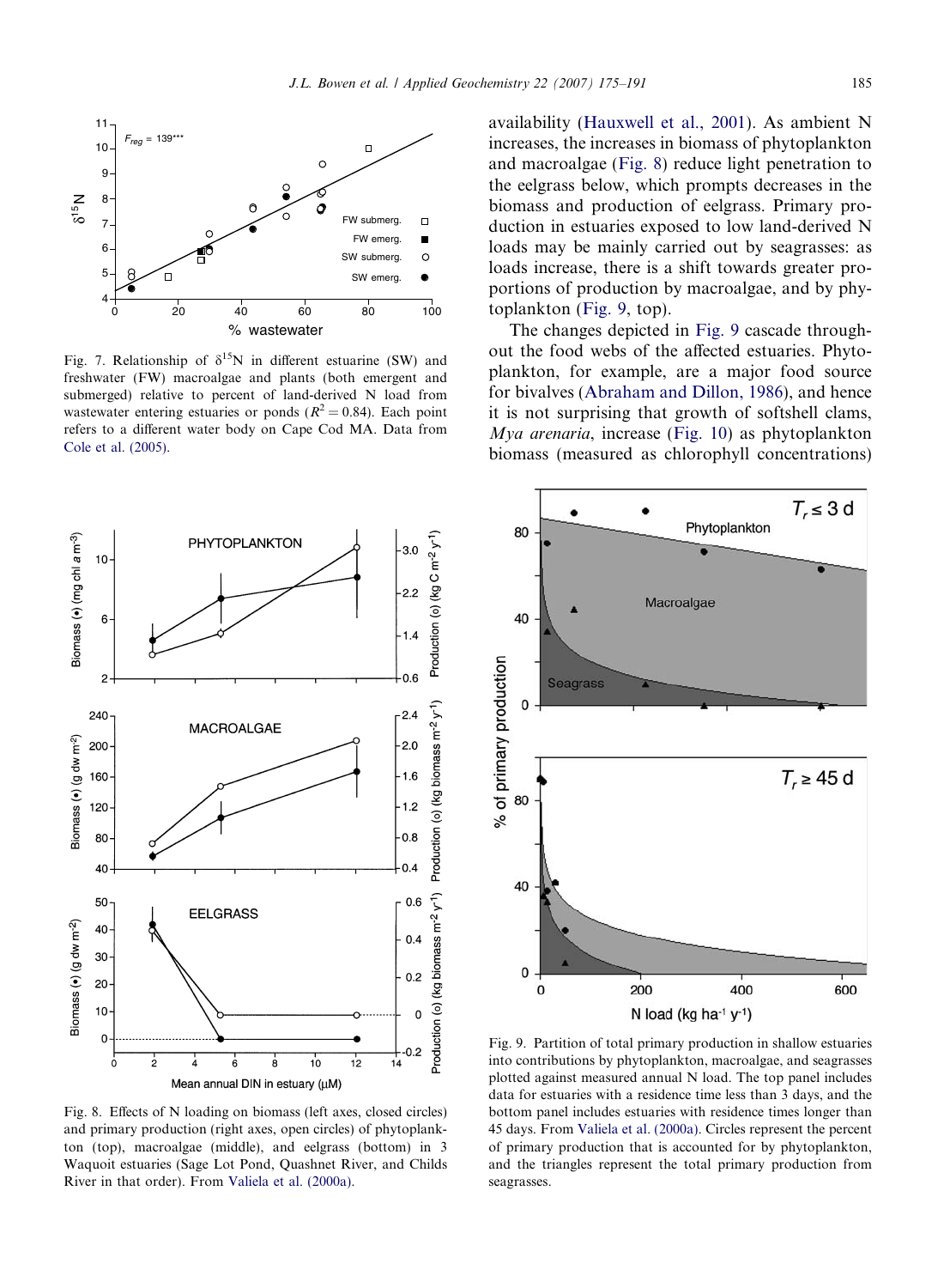Fig. 7. Relationship of $\delta^{15}N$ in different estuarine (SW) and freshwater (FW) macroalgae and plants (both emergent and submerged) relative to percent of land-derived N load from wastewater entering estuaries or ponds ($R^2 = 0.84$). Each point refers to a different water body on Cape Cod MA. Data from Cole et al. (2005).

Fig. 8. Effects of N loading on biomass (left axes, closed circles) and primary production (right axes, open circles) of phytoplankton (top), macroalgae (middle), and eelgrass (bottom) in 3 Waquoit estuaries (Sage Lot Pond, Quashnet River, and Childs River in that order). From Valiela et al. (2000a).

availability (Hauxwell et al., 2001). As ambient N increases, the increases in biomass of phytoplankton and macroalgae (Fig. 8) reduce light penetration to the eelgrass below, which prompts decreases in the biomass and production of eelgrass. Primary production in estuaries exposed to low land-derived N loads may be mainly carried out by seagrasses: as loads increase, there is a shift towards greater proportions of production by macroalgae, and by phytoplankton (Fig. 9, top).

The changes depicted in Fig. 9 cascade throughout the food webs of the affected estuaries. Phytoplankton, for example, are a major food source for bivalves (Abraham and Dillon, 1986), and hence it is not surprising that growth of softshell clams, *Mya arenaria*, increase (Fig. 10) as phytoplankton biomass (measured as chlorophyll concentrations)

Fig. 9. Partition of total primary production in shallow estuaries into contributions by phytoplankton, macroalgae, and seagrasses plotted against measured annual N load. The top panel includes data for estuaries with a residence time less than 3 days, and the bottom panel includes estuaries with residence times longer than 45 days. From Valiela et al. (2000a). Circles represent the percent of primary production that is accounted for by phytoplankton, and the triangles represent the total primary production from seagrasses.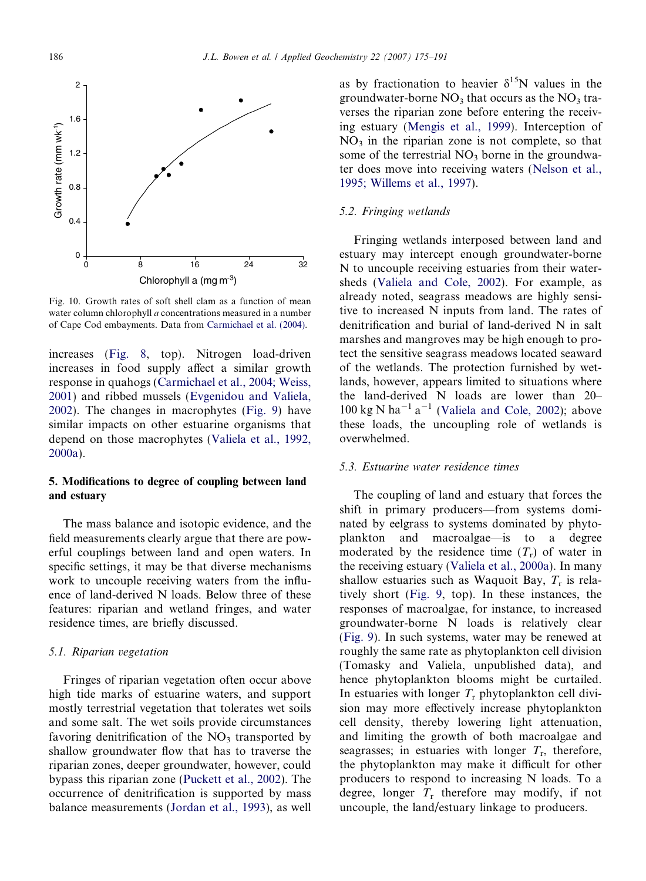Fig. 10. Growth rates of soft shell clam as a function of mean water column chlorophyll *a* concentrations measured in a number of Cape Cod embayments. Data from Carmichael et al. (2004).

increases (Fig. 8, top). Nitrogen load-driven increases in food supply affect a similar growth response in quahogs (Carmichael et al., 2004; Weiss, 2001) and ribbed mussels (Evgenidou and Valiela, 2002). The changes in macrophytes (Fig. 9) have similar impacts on other estuarine organisms that depend on those macrophytes (Valiela et al., 1992, 2000a).

## 5. Modifications to degree of coupling between land and estuary

The mass balance and isotopic evidence, and the field measurements clearly argue that there are powerful couplings between land and open waters. In specific settings, it may be that diverse mechanisms work to uncouple receiving waters from the influence of land-derived N loads. Below three of these features: riparian and wetland fringes, and water residence times, are briefly discussed.

### 5.1. Riparian vegetation

Fringes of riparian vegetation often occur above high tide marks of estuarine waters, and support mostly terrestrial vegetation that tolerates wet soils and some salt. The wet soils provide circumstances favoring denitrification of the $NO_3$ transported by shallow groundwater flow that has to traverse the riparian zones, deeper groundwater, however, could bypass this riparian zone (Puckett et al., 2002). The occurrence of denitrification is supported by mass balance measurements (Jordan et al., 1993), as well as by fractionation to heavier $\delta^{15}N$ values in the groundwater-borne $NO_3$ that occurs as the $NO_3$ traverses the riparian zone before entering the receiving estuary (Mengis et al., 1999). Interception of $NO_3$ in the riparian zone is not complete, so that some of the terrestrial $NO_3$ borne in the groundwater does move into receiving waters (Nelson et al., 1995; Willems et al., 1997).

### 5.2. Fringing wetlands

Fringing wetlands interposed between land and estuary may intercept enough groundwater-borne N to uncouple receiving estuaries from their watersheds (Valiela and Cole, 2002). For example, as already noted, seagrass meadows are highly sensitive to increased N inputs from land. The rates of denitrification and burial of land-derived N in salt marshes and mangroves may be high enough to protect the sensitive seagrass meadows located seaward of the wetlands. The protection furnished by wetlands, however, appears limited to situations where the land-derived N loads are lower than 20–100 kg N $ha^{-1}$ $a^{-1}$ (Valiela and Cole, 2002); above these loads, the uncoupling role of wetlands is overwhelmed.

### 5.3. Estuarine water residence times

The coupling of land and estuary that forces the shift in primary producers—from systems dominated by eelgrass to systems dominated by phytoplankton and macroalgae—is to a degree moderated by the residence time ($T_r$) of water in the receiving estuary (Valiela et al., 2000a). In many shallow estuaries such as Waquoit Bay, $T_r$ is relatively short (Fig. 9, top). In these instances, the responses of macroalgae, for instance, to increased groundwater-borne N loads is relatively clear (Fig. 9). In such systems, water may be renewed at roughly the same rate as phytoplankton cell division (Tomasky and Valiela, unpublished data), and hence phytoplankton blooms might be curtailed. In estuaries with longer $T_r$ phytoplankton cell division may more effectively increase phytoplankton cell density, thereby lowering light attenuation, and limiting the growth of both macroalgae and seagrasses; in estuaries with longer $T_r$, therefore, the phytoplankton may make it difficult for other producers to respond to increasing N loads. To a degree, longer $T_r$ therefore may modify, if not uncouple, the land/estuary linkage to producers.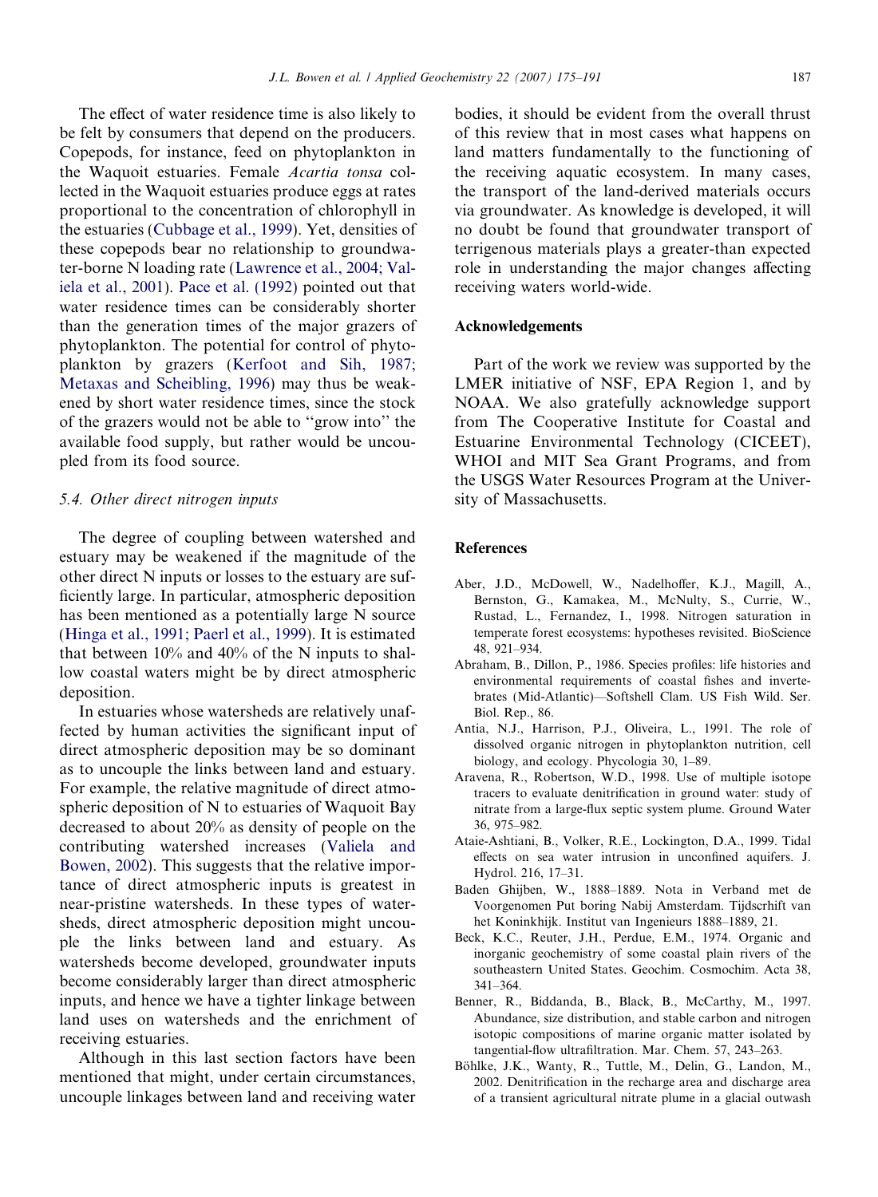The effect of water residence time is also likely to be felt by consumers that depend on the producers. Copepods, for instance, feed on phytoplankton in the Waquoit estuaries. Female *Acartia tonsa* collected in the Waquoit estuaries produce eggs at rates proportional to the concentration of chlorophyll in the estuaries (Cubbage et al., 1999). Yet, densities of these copepods bear no relationship to groundwater-borne N loading rate (Lawrence et al., 2004; Valiela et al., 2001). Pace et al. (1992) pointed out that water residence times can be considerably shorter than the generation times of the major grazers of phytoplankton. The potential for control of phytoplankton by grazers (Kerfoot and Sih, 1987; Metaxas and Scheibling, 1996) may thus be weakened by short water residence times, since the stock of the grazers would not be able to ''grow into'' the available food supply, but rather would be uncoupled from its food source.

### 5.4. Other direct nitrogen inputs

The degree of coupling between watershed and estuary may be weakened if the magnitude of the other direct N inputs or losses to the estuary are sufficiently large. In particular, atmospheric deposition has been mentioned as a potentially large N source (Hinga et al., 1991; Paerl et al., 1999). It is estimated that between 10% and 40% of the N inputs to shallow coastal waters might be by direct atmospheric deposition.

In estuaries whose watersheds are relatively unaffected by human activities the significant input of direct atmospheric deposition may be so dominant as to uncouple the links between land and estuary. For example, the relative magnitude of direct atmospheric deposition of N to estuaries of Waquoit Bay decreased to about 20% as density of people on the contributing watershed increases (Valiela and Bowen, 2002). This suggests that the relative importance of direct atmospheric inputs is greatest in near-pristine watersheds. In these types of watersheds, direct atmospheric deposition might uncouple the links between land and estuary. As watersheds become developed, groundwater inputs become considerably larger than direct atmospheric inputs, and hence we have a tighter linkage between land uses on watersheds and the enrichment of receiving estuaries.

Although in this last section factors have been mentioned that might, under certain circumstances, uncouple linkages between land and receiving water bodies, it should be evident from the overall thrust of this review that in most cases what happens on land matters fundamentally to the functioning of the receiving aquatic ecosystem. In many cases, the transport of the land-derived materials occurs via groundwater. As knowledge is developed, it will no doubt be found that groundwater transport of terrigenous materials plays a greater-than expected role in understanding the major changes affecting receiving waters world-wide.

## Acknowledgements

Part of the work we review was supported by the LMER initiative of NSF, EPA Region 1, and by NOAA. We also gratefully acknowledge support from The Cooperative Institute for Coastal and Estuarine Environmental Technology (CICEET), WHOI and MIT Sea Grant Programs, and from the USGS Water Resources Program at the University of Massachusetts.

## References

Aber, J.D., McDowell, W., Nadelhoffer, K.J., Magill, A., Bernston, G., Kamakea, M., McNulty, S., Currie, W., Rustad, L., Fernandez, I., 1998. Nitrogen saturation in temperate forest ecosystems: hypotheses revisited. BioScience 48, 921–934.

Abraham, B., Dillon, P., 1986. Species profiles: life histories and environmental requirements of coastal fishes and invertebrates (Mid-Atlantic)—Softshell Clam. US Fish Wild. Ser. Biol. Rep., 86.

Antia, N.J., Harrison, P.J., Oliveira, L., 1991. The role of dissolved organic nitrogen in phytoplankton nutrition, cell biology, and ecology. Phycologia 30, 1–89.

Aravena, R., Robertson, W.D., 1998. Use of multiple isotope tracers to evaluate denitrification in ground water: study of nitrate from a large-flux septic system plume. Ground Water 36, 975–982.

Ataie-Ashtiani, B., Volker, R.E., Lockington, D.A., 1999. Tidal effects on sea water intrusion in unconfined aquifers. J. Hydrol. 216, 17–31.

Baden Ghijben, W., 1888–1889. Nota in Verband met de Voorgenomen Put boring Nabij Amsterdam. Tijdscrhift van het Koninkhijk. Institut van Ingenieurs 1888–1889, 21.

Beck, K.C., Reuter, J.H., Perdue, E.M., 1974. Organic and inorganic geochemistry of some coastal plain rivers of the southeastern United States. Geochim. Cosmochim. Acta 38, 341–364.

Benner, R., Biddanda, B., Black, B., McCarthy, M., 1997. Abundance, size distribution, and stable carbon and nitrogen isotopic compositions of marine organic matter isolated by tangential-flow ultrafiltration. Mar. Chem. 57, 243–263.

Böhlke, J.K., Wanty, R., Tuttle, M., Delin, G., Landon, M., 2002. Denitrification in the recharge area and discharge area of a transient agricultural nitrate plume in a glacial outwash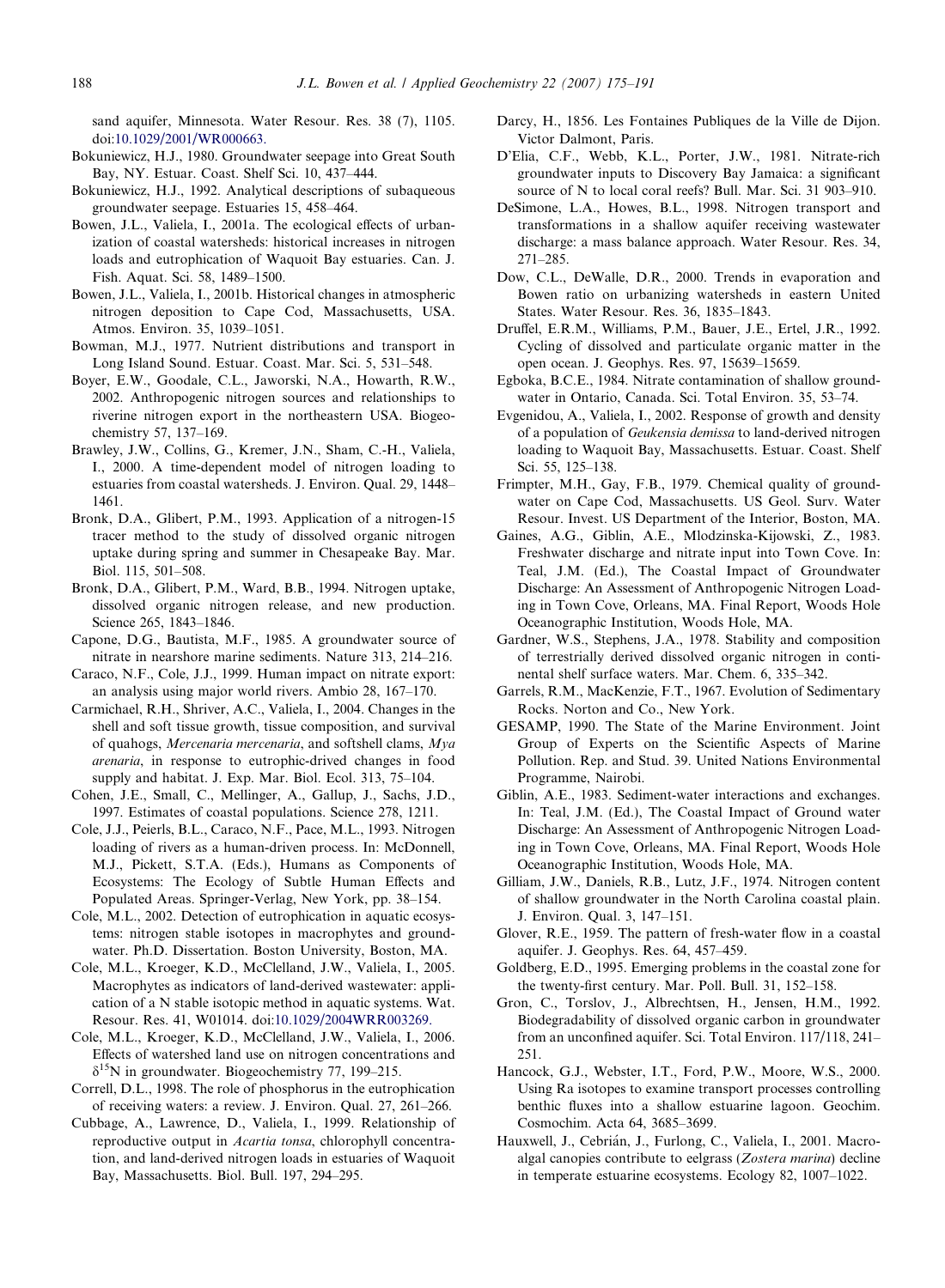sand aquifer, Minnesota. Water Resour. Res. 38 (7), 1105. doi:10.1029/2001/WR000663.

Bokuniewicz, H.J., 1980. Groundwater seepage into Great South Bay, NY. Estuar. Coast. Shelf Sci. 10, 437–444.

Bokuniewicz, H.J., 1992. Analytical descriptions of subaqueous groundwater seepage. Estuaries 15, 458–464.

Bowen, J.L., Valiela, I., 2001a. The ecological effects of urbanization of coastal watersheds: historical increases in nitrogen loads and eutrophication of Waquoit Bay estuaries. Can. J. Fish. Aquat. Sci. 58, 1489–1500.

Bowen, J.L., Valiela, I., 2001b. Historical changes in atmospheric nitrogen deposition to Cape Cod, Massachusetts, USA. Atmos. Environ. 35, 1039–1051.

Bowman, M.J., 1977. Nutrient distributions and transport in Long Island Sound. Estuar. Coast. Mar. Sci. 5, 531–548.

Boyer, E.W., Goodale, C.L., Jaworski, N.A., Howarth, R.W., 2002. Anthropogenic nitrogen sources and relationships to riverine nitrogen export in the northeastern USA. Biogeochemistry 57, 137–169.

Brawley, J.W., Collins, G., Kremer, J.N., Sham, C.-H., Valiela, I., 2000. A time-dependent model of nitrogen loading to estuaries from coastal watersheds. J. Environ. Qual. 29, 1448–1461.

Bronk, D.A., Glibert, P.M., 1993. Application of a nitrogen-15 tracer method to the study of dissolved organic nitrogen uptake during spring and summer in Chesapeake Bay. Mar. Biol. 115, 501–508.

Bronk, D.A., Glibert, P.M., Ward, B.B., 1994. Nitrogen uptake, dissolved organic nitrogen release, and new production. Science 265, 1843–1846.

Capone, D.G., Bautista, M.F., 1985. A groundwater source of nitrate in nearshore marine sediments. Nature 313, 214–216.

Caraco, N.F., Cole, J.J., 1999. Human impact on nitrate export: an analysis using major world rivers. Ambio 28, 167–170.

Carmichael, R.H., Shriver, A.C., Valiela, I., 2004. Changes in the shell and soft tissue growth, tissue composition, and survival of quahogs, *Mercenaria mercenaria*, and softshell clams, *Mya arenaria*, in response to eutrophic-drived changes in food supply and habitat. J. Exp. Mar. Biol. Ecol. 313, 75–104.

Cohen, J.E., Small, C., Mellinger, A., Gallup, J., Sachs, J.D., 1997. Estimates of coastal populations. Science 278, 1211.

Cole, J.J., Peierls, B.L., Caraco, N.F., Pace, M.L., 1993. Nitrogen loading of rivers as a human-driven process. In: McDonnell, M.J., Pickett, S.T.A. (Eds.), Humans as Components of Ecosystems: The Ecology of Subtle Human Effects and Populated Areas. Springer-Verlag, New York, pp. 38–154.

Cole, M.L., 2002. Detection of eutrophication in aquatic ecosystems: nitrogen stable isotopes in macrophytes and groundwater. Ph.D. Dissertation. Boston University, Boston, MA.

Cole, M.L., Kroeger, K.D., McClelland, J.W., Valiela, I., 2005. Macrophytes as indicators of land-derived wastewater: application of a N stable isotopic method in aquatic systems. Wat. Resour. Res. 41, W01014. doi:10.1029/2004WRR003269.

Cole, M.L., Kroeger, K.D., McClelland, J.W., Valiela, I., 2006. Effects of watershed land use on nitrogen concentrations and $\delta^{15}$N in groundwater. Biogeochemistry 77, 199–215.

Correll, D.L., 1998. The role of phosphorus in the eutrophication of receiving waters: a review. J. Environ. Qual. 27, 261–266.

Cubbage, A., Lawrence, D., Valiela, I., 1999. Relationship of reproductive output in *Acartia tonsa*, chlorophyll concentration, and land-derived nitrogen loads in estuaries of Waquoit Bay, Massachusetts. Biol. Bull. 197, 294–295.

Darcy, H., 1856. Les Fontaines Publiques de la Ville de Dijon. Victor Dalmont, Paris.

D'Elia, C.F., Webb, K.L., Porter, J.W., 1981. Nitrate-rich groundwater inputs to Discovery Bay Jamaica: a significant source of N to local coral reefs? Bull. Mar. Sci. 31 903–910.

DeSimone, L.A., Howes, B.L., 1998. Nitrogen transport and transformations in a shallow aquifer receiving wastewater discharge: a mass balance approach. Water Resour. Res. 34, 271–285.

Dow, C.L., DeWalle, D.R., 2000. Trends in evaporation and Bowen ratio on urbanizing watersheds in eastern United States. Water Resour. Res. 36, 1835–1843.

Druffel, E.R.M., Williams, P.M., Bauer, J.E., Ertel, J.R., 1992. Cycling of dissolved and particulate organic matter in the open ocean. J. Geophys. Res. 97, 15639–15659.

Egboka, B.C.E., 1984. Nitrate contamination of shallow groundwater in Ontario, Canada. Sci. Total Environ. 35, 53–74.

Evgenidou, A., Valiela, I., 2002. Response of growth and density of a population of *Geukensia demissa* to land-derived nitrogen loading to Waquoit Bay, Massachusetts. Estuar. Coast. Shelf Sci. 55, 125–138.

Frimpter, M.H., Gay, F.B., 1979. Chemical quality of groundwater on Cape Cod, Massachusetts. US Geol. Surv. Water Resour. Invest. US Department of the Interior, Boston, MA.

Gaines, A.G., Giblin, A.E., Mlodzinska-Kijowski, Z., 1983. Freshwater discharge and nitrate input into Town Cove. In: Teal, J.M. (Ed.), The Coastal Impact of Groundwater Discharge: An Assessment of Anthropogenic Nitrogen Loading in Town Cove, Orleans, MA. Final Report, Woods Hole Oceanographic Institution, Woods Hole, MA.

Gardner, W.S., Stephens, J.A., 1978. Stability and composition of terrestrially derived dissolved organic nitrogen in continental shelf surface waters. Mar. Chem. 6, 335–342.

Garrels, R.M., MacKenzie, F.T., 1967. Evolution of Sedimentary Rocks. Norton and Co., New York.

GESAMP, 1990. The State of the Marine Environment. Joint Group of Experts on the Scientific Aspects of Marine Pollution. Rep. and Stud. 39. United Nations Environmental Programme, Nairobi.

Giblin, A.E., 1983. Sediment-water interactions and exchanges. In: Teal, J.M. (Ed.), The Coastal Impact of Ground water Discharge: An Assessment of Anthropogenic Nitrogen Loading in Town Cove, Orleans, MA. Final Report, Woods Hole Oceanographic Institution, Woods Hole, MA.

Gilliam, J.W., Daniels, R.B., Lutz, J.F., 1974. Nitrogen content of shallow groundwater in the North Carolina coastal plain. J. Environ. Qual. 3, 147–151.

Glover, R.E., 1959. The pattern of fresh-water flow in a coastal aquifer. J. Geophys. Res. 64, 457–459.

Goldberg, E.D., 1995. Emerging problems in the coastal zone for the twenty-first century. Mar. Poll. Bull. 31, 152–158.

Gron, C., Torslov, J., Albrechtsen, H., Jensen, H.M., 1992. Biodegradability of dissolved organic carbon in groundwater from an unconfined aquifer. Sci. Total Environ. 117/118, 241–251.

Hancock, G.J., Webster, I.T., Ford, P.W., Moore, W.S., 2000. Using Ra isotopes to examine transport processes controlling benthic fluxes into a shallow estuarine lagoon. Geochim. Cosmochim. Acta 64, 3685–3699.

Hauxwell, J., Cebrián, J., Furlong, C., Valiela, I., 2001. Macroalgal canopies contribute to eelgrass (*Zostera marina*) decline in temperate estuarine ecosystems. Ecology 82, 1007–1022.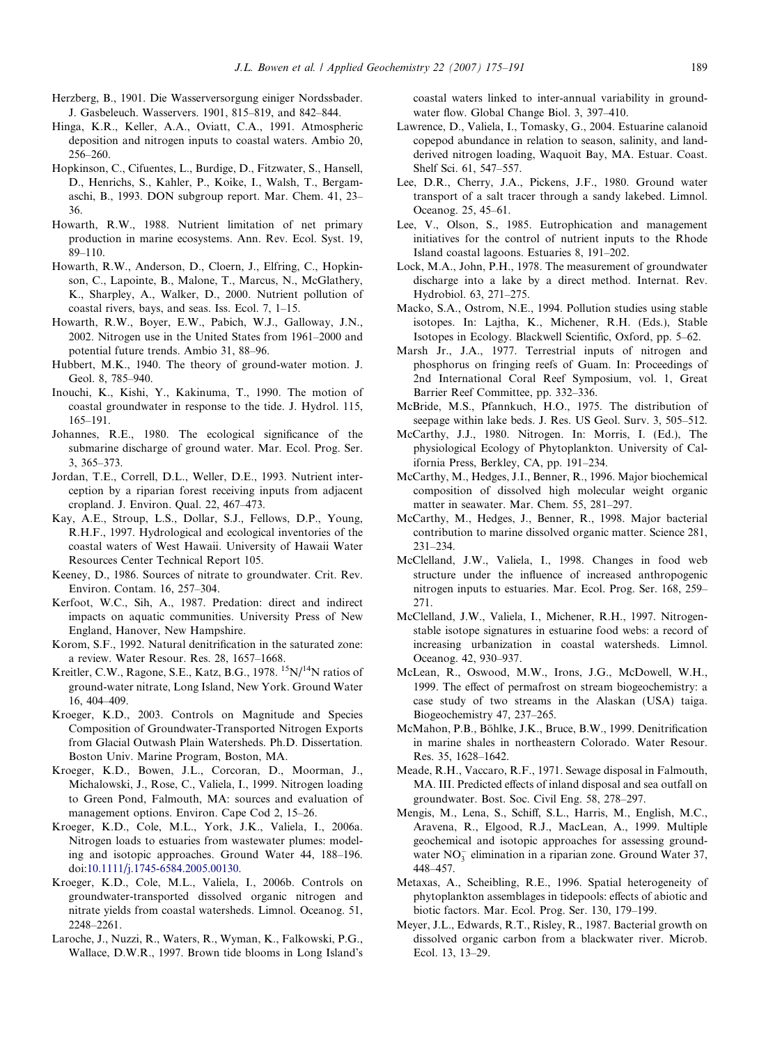Herzberg, B., 1901. Die Wasserversorgung einiger Nordssbader. J. Gasbeleuch. Wasservers. 1901, 815–819, and 842–844.

Hinga, K.R., Keller, A.A., Oviatt, C.A., 1991. Atmospheric deposition and nitrogen inputs to coastal waters. Ambio 20, 256–260.

Hopkinson, C., Cifuentes, L., Burdige, D., Fitzwater, S., Hansell, D., Henrichs, S., Kahler, P., Koike, I., Walsh, T., Bergamaschi, B., 1993. DON subgroup report. Mar. Chem. 41, 23–36.

Howarth, R.W., 1988. Nutrient limitation of net primary production in marine ecosystems. Ann. Rev. Ecol. Syst. 19, 89–110.

Howarth, R.W., Anderson, D., Cloern, J., Elfring, C., Hopkinson, C., Lapointe, B., Malone, T., Marcus, N., McGlathery, K., Sharpley, A., Walker, D., 2000. Nutrient pollution of coastal rivers, bays, and seas. Iss. Ecol. 7, 1–15.

Howarth, R.W., Boyer, E.W., Pabich, W.J., Galloway, J.N., 2002. Nitrogen use in the United States from 1961–2000 and potential future trends. Ambio 31, 88–96.

Hubbert, M.K., 1940. The theory of ground-water motion. J. Geol. 8, 785–940.

Inouchi, K., Kishi, Y., Kakinuma, T., 1990. The motion of coastal groundwater in response to the tide. J. Hydrol. 115, 165–191.

Johannes, R.E., 1980. The ecological significance of the submarine discharge of ground water. Mar. Ecol. Prog. Ser. 3, 365–373.

Jordan, T.E., Correll, D.L., Weller, D.E., 1993. Nutrient interception by a riparian forest receiving inputs from adjacent cropland. J. Environ. Qual. 22, 467–473.

Kay, A.E., Stroup, L.S., Dollar, S.J., Fellows, D.P., Young, R.H.F., 1997. Hydrological and ecological inventories of the coastal waters of West Hawaii. University of Hawaii Water Resources Center Technical Report 105.

Keeney, D., 1986. Sources of nitrate to groundwater. Crit. Rev. Environ. Contam. 16, 257–304.

Kerfoot, W.C., Sih, A., 1987. Predation: direct and indirect impacts on aquatic communities. University Press of New England, Hanover, New Hampshire.

Korom, S.F., 1992. Natural denitrification in the saturated zone: a review. Water Resour. Res. 28, 1657–1668.

Kreitler, C.W., Ragone, S.E., Katz, B.G., 1978. $^{15}N/^{14}N$ ratios of ground-water nitrate, Long Island, New York. Ground Water 16, 404–409.

Kroeger, K.D., 2003. Controls on Magnitude and Species Composition of Groundwater-Transported Nitrogen Exports from Glacial Outwash Plain Watersheds. Ph.D. Dissertation. Boston Univ. Marine Program, Boston, MA.

Kroeger, K.D., Bowen, J.L., Corcoran, D., Moorman, J., Michalowski, J., Rose, C., Valiela, I., 1999. Nitrogen loading to Green Pond, Falmouth, MA: sources and evaluation of management options. Environ. Cape Cod 2, 15–26.

Kroeger, K.D., Cole, M.L., York, J.K., Valiela, I., 2006a. Nitrogen loads to estuaries from wastewater plumes: modeling and isotopic approaches. Ground Water 44, 188–196. doi:10.1111/j.1745-6584.2005.00130.

Kroeger, K.D., Cole, M.L., Valiela, I., 2006b. Controls on groundwater-transported dissolved organic nitrogen and nitrate yields from coastal watersheds. Limnol. Oceanog. 51, 2248–2261.

Laroche, J., Nuzzi, R., Waters, R., Wyman, K., Falkowski, P.G., Wallace, D.W.R., 1997. Brown tide blooms in Long Island's coastal waters linked to inter-annual variability in groundwater flow. Global Change Biol. 3, 397–410.

Lawrence, D., Valiela, I., Tomasky, G., 2004. Estuarine calanoid copepod abundance in relation to season, salinity, and land-derived nitrogen loading, Waquoit Bay, MA. Estuar. Coast. Shelf Sci. 61, 547–557.

Lee, D.R., Cherry, J.A., Pickens, J.F., 1980. Ground water transport of a salt tracer through a sandy lakebed. Limnol. Oceanog. 25, 45–61.

Lee, V., Olson, S., 1985. Eutrophication and management initiatives for the control of nutrient inputs to the Rhode Island coastal lagoons. Estuaries 8, 191–202.

Lock, M.A., John, P.H., 1978. The measurement of groundwater discharge into a lake by a direct method. Internat. Rev. Hydrobiol. 63, 271–275.

Macko, S.A., Ostrom, N.E., 1994. Pollution studies using stable isotopes. In: Lajtha, K., Michener, R.H. (Eds.), Stable Isotopes in Ecology. Blackwell Scientific, Oxford, pp. 5–62.

Marsh Jr., J.A., 1977. Terrestrial inputs of nitrogen and phosphorus on fringing reefs of Guam. In: Proceedings of 2nd International Coral Reef Symposium, vol. 1, Great Barrier Reef Committee, pp. 332–336.

McBride, M.S., Pfannkuch, H.O., 1975. The distribution of seepage within lake beds. J. Res. US Geol. Surv. 3, 505–512.

McCarthy, J.J., 1980. Nitrogen. In: Morris, I. (Ed.), The physiological Ecology of Phytoplankton. University of California Press, Berkley, CA, pp. 191–234.

McCarthy, M., Hedges, J.I., Benner, R., 1996. Major biochemical composition of dissolved high molecular weight organic matter in seawater. Mar. Chem. 55, 281–297.

McCarthy, M., Hedges, J., Benner, R., 1998. Major bacterial contribution to marine dissolved organic matter. Science 281, 231–234.

McClelland, J.W., Valiela, I., 1998. Changes in food web structure under the influence of increased anthropogenic nitrogen inputs to estuaries. Mar. Ecol. Prog. Ser. 168, 259–271.

McClelland, J.W., Valiela, I., Michener, R.H., 1997. Nitrogen-stable isotope signatures in estuarine food webs: a record of increasing urbanization in coastal watersheds. Limnol. Oceanog. 42, 930–937.

McLean, R., Oswood, M.W., Irons, J.G., McDowell, W.H., 1999. The effect of permafrost on stream biogeochemistry: a case study of two streams in the Alaskan (USA) taiga. Biogeochemistry 47, 237–265.

McMahon, P.B., Böhlke, J.K., Bruce, B.W., 1999. Denitrification in marine shales in northeastern Colorado. Water Resour. Res. 35, 1628–1642.

Meade, R.H., Vaccaro, R.F., 1971. Sewage disposal in Falmouth, MA. III. Predicted effects of inland disposal and sea outfall on groundwater. Bost. Soc. Civil Eng. 58, 278–297.

Mengis, M., Lena, S., Schiff, S.L., Harris, M., English, M.C., Aravena, R., Elgood, R.J., MacLean, A., 1999. Multiple geochemical and isotopic approaches for assessing groundwater $NO_3^-$ elimination in a riparian zone. Ground Water 37, 448–457.

Metaxas, A., Scheibling, R.E., 1996. Spatial heterogeneity of phytoplankton assemblages in tidepools: effects of abiotic and biotic factors. Mar. Ecol. Prog. Ser. 130, 179–199.

Meyer, J.L., Edwards, R.T., Risley, R., 1987. Bacterial growth on dissolved organic carbon from a blackwater river. Microb. Ecol. 13, 13–29.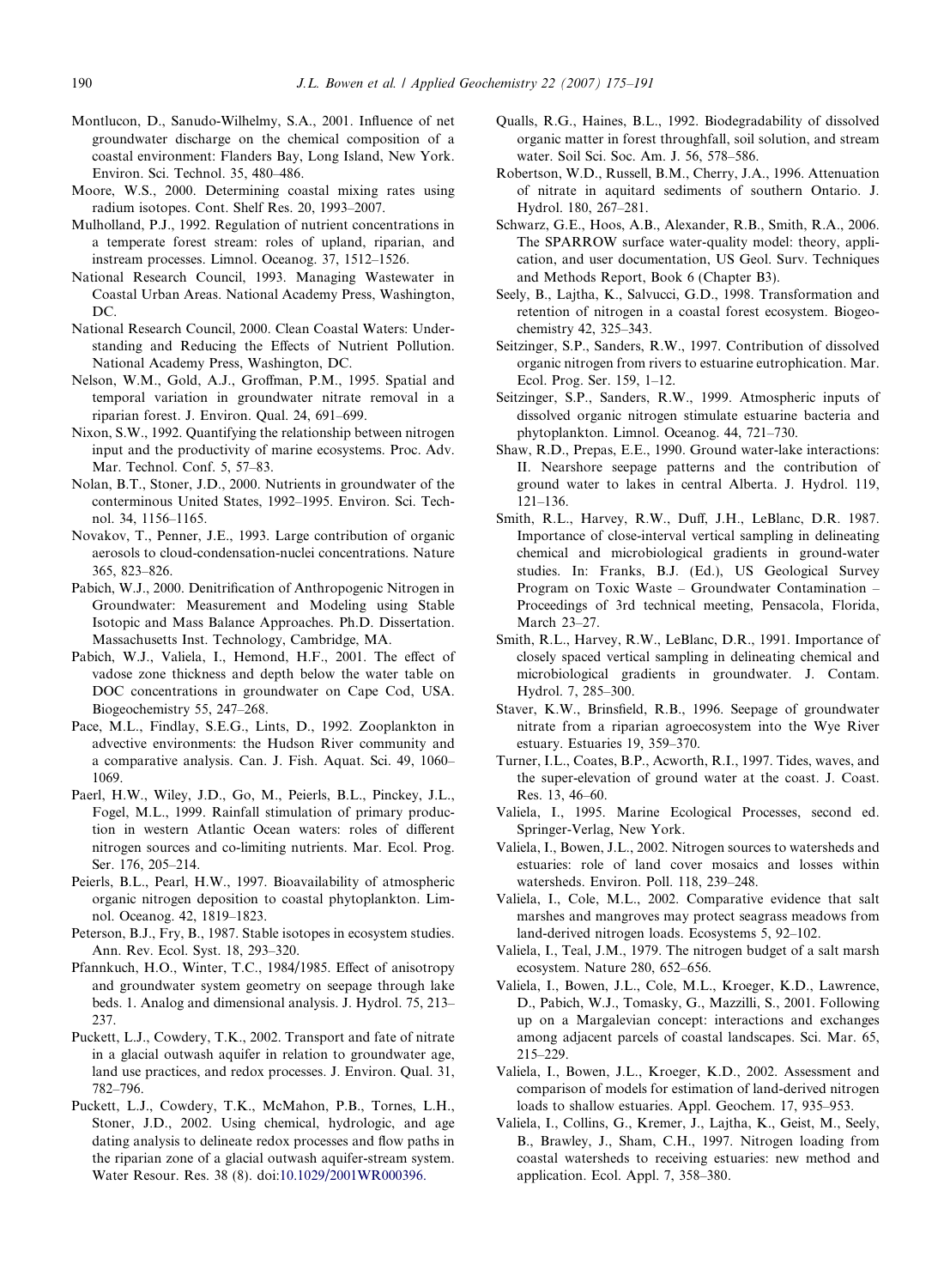Montlucon, D., Sanudo-Wilhelmy, S.A., 2001. Influence of net groundwater discharge on the chemical composition of a coastal environment: Flanders Bay, Long Island, New York. Environ. Sci. Technol. 35, 480–486.

Moore, W.S., 2000. Determining coastal mixing rates using radium isotopes. Cont. Shelf Res. 20, 1993–2007.

Mulholland, P.J., 1992. Regulation of nutrient concentrations in a temperate forest stream: roles of upland, riparian, and instream processes. Limnol. Oceanog. 37, 1512–1526.

National Research Council, 1993. Managing Wastewater in Coastal Urban Areas. National Academy Press, Washington, DC.

National Research Council, 2000. Clean Coastal Waters: Understanding and Reducing the Effects of Nutrient Pollution. National Academy Press, Washington, DC.

Nelson, W.M., Gold, A.J., Groffman, P.M., 1995. Spatial and temporal variation in groundwater nitrate removal in a riparian forest. J. Environ. Qual. 24, 691–699.

Nixon, S.W., 1992. Quantifying the relationship between nitrogen input and the productivity of marine ecosystems. Proc. Adv. Mar. Technol. Conf. 5, 57–83.

Nolan, B.T., Stoner, J.D., 2000. Nutrients in groundwater of the conterminous United States, 1992–1995. Environ. Sci. Technol. 34, 1156–1165.

Novakov, T., Penner, J.E., 1993. Large contribution of organic aerosols to cloud-condensation-nuclei concentrations. Nature 365, 823–826.

Pabich, W.J., 2000. Denitrification of Anthropogenic Nitrogen in Groundwater: Measurement and Modeling using Stable Isotopic and Mass Balance Approaches. Ph.D. Dissertation. Massachusetts Inst. Technology, Cambridge, MA.

Pabich, W.J., Valiela, I., Hemond, H.F., 2001. The effect of vadose zone thickness and depth below the water table on DOC concentrations in groundwater on Cape Cod, USA. Biogeochemistry 55, 247–268.

Pace, M.L., Findlay, S.E.G., Lints, D., 1992. Zooplankton in advective environments: the Hudson River community and a comparative analysis. Can. J. Fish. Aquat. Sci. 49, 1060–1069.

Paerl, H.W., Wiley, J.D., Go, M., Peierls, B.L., Pinckey, J.L., Fogel, M.L., 1999. Rainfall stimulation of primary production in western Atlantic Ocean waters: roles of different nitrogen sources and co-limiting nutrients. Mar. Ecol. Prog. Ser. 176, 205–214.

Peierls, B.L., Pearl, H.W., 1997. Bioavailability of atmospheric organic nitrogen deposition to coastal phytoplankton. Limnol. Oceanog. 42, 1819–1823.

Peterson, B.J., Fry, B., 1987. Stable isotopes in ecosystem studies. Ann. Rev. Ecol. Syst. 18, 293–320.

Pfannkuch, H.O., Winter, T.C., 1984/1985. Effect of anisotropy and groundwater system geometry on seepage through lake beds. 1. Analog and dimensional analysis. J. Hydrol. 75, 213–237.

Puckett, L.J., Cowdery, T.K., 2002. Transport and fate of nitrate in a glacial outwash aquifer in relation to groundwater age, land use practices, and redox processes. J. Environ. Qual. 31, 782–796.

Puckett, L.J., Cowdery, T.K., McMahon, P.B., Tornes, L.H., Stoner, J.D., 2002. Using chemical, hydrologic, and age dating analysis to delineate redox processes and flow paths in the riparian zone of a glacial outwash aquifer-stream system. Water Resour. Res. 38 (8). doi:10.1029/2001WR000396.

Qualls, R.G., Haines, B.L., 1992. Biodegradability of dissolved organic matter in forest throughfall, soil solution, and stream water. Soil Sci. Soc. Am. J. 56, 578–586.

Robertson, W.D., Russell, B.M., Cherry, J.A., 1996. Attenuation of nitrate in aquitard sediments of southern Ontario. J. Hydrol. 180, 267–281.

Schwarz, G.E., Hoos, A.B., Alexander, R.B., Smith, R.A., 2006. The SPARROW surface water-quality model: theory, application, and user documentation, US Geol. Surv. Techniques and Methods Report, Book 6 (Chapter B3).

Seely, B., Lajtha, K., Salvucci, G.D., 1998. Transformation and retention of nitrogen in a coastal forest ecosystem. Biogeochemistry 42, 325–343.

Seitzinger, S.P., Sanders, R.W., 1997. Contribution of dissolved organic nitrogen from rivers to estuarine eutrophication. Mar. Ecol. Prog. Ser. 159, 1–12.

Seitzinger, S.P., Sanders, R.W., 1999. Atmospheric inputs of dissolved organic nitrogen stimulate estuarine bacteria and phytoplankton. Limnol. Oceanog. 44, 721–730.

Shaw, R.D., Prepas, E.E., 1990. Ground water-lake interactions: II. Nearshore seepage patterns and the contribution of ground water to lakes in central Alberta. J. Hydrol. 119, 121–136.

Smith, R.L., Harvey, R.W., Duff, J.H., LeBlanc, D.R. 1987. Importance of close-interval vertical sampling in delineating chemical and microbiological gradients in ground-water studies. In: Franks, B.J. (Ed.), US Geological Survey Program on Toxic Waste – Groundwater Contamination – Proceedings of 3rd technical meeting, Pensacola, Florida, March 23–27.

Smith, R.L., Harvey, R.W., LeBlanc, D.R., 1991. Importance of closely spaced vertical sampling in delineating chemical and microbiological gradients in groundwater. J. Contam. Hydrol. 7, 285–300.

Staver, K.W., Brinsfield, R.B., 1996. Seepage of groundwater nitrate from a riparian agroecosystem into the Wye River estuary. Estuaries 19, 359–370.

Turner, I.L., Coates, B.P., Acworth, R.I., 1997. Tides, waves, and the super-elevation of ground water at the coast. J. Coast. Res. 13, 46–60.

Valiela, I., 1995. Marine Ecological Processes, second ed. Springer-Verlag, New York.

Valiela, I., Bowen, J.L., 2002. Nitrogen sources to watersheds and estuaries: role of land cover mosaics and losses within watersheds. Environ. Poll. 118, 239–248.

Valiela, I., Cole, M.L., 2002. Comparative evidence that salt marshes and mangroves may protect seagrass meadows from land-derived nitrogen loads. Ecosystems 5, 92–102.

Valiela, I., Teal, J.M., 1979. The nitrogen budget of a salt marsh ecosystem. Nature 280, 652–656.

Valiela, I., Bowen, J.L., Cole, M.L., Kroeger, K.D., Lawrence, D., Pabich, W.J., Tomasky, G., Mazzilli, S., 2001. Following up on a Margalevian concept: interactions and exchanges among adjacent parcels of coastal landscapes. Sci. Mar. 65, 215–229.

Valiela, I., Bowen, J.L., Kroeger, K.D., 2002. Assessment and comparison of models for estimation of land-derived nitrogen loads to shallow estuaries. Appl. Geochem. 17, 935–953.

Valiela, I., Collins, G., Kremer, J., Lajtha, K., Geist, M., Seely, B., Brawley, J., Sham, C.H., 1997. Nitrogen loading from coastal watersheds to receiving estuaries: new method and application. Ecol. Appl. 7, 358–380.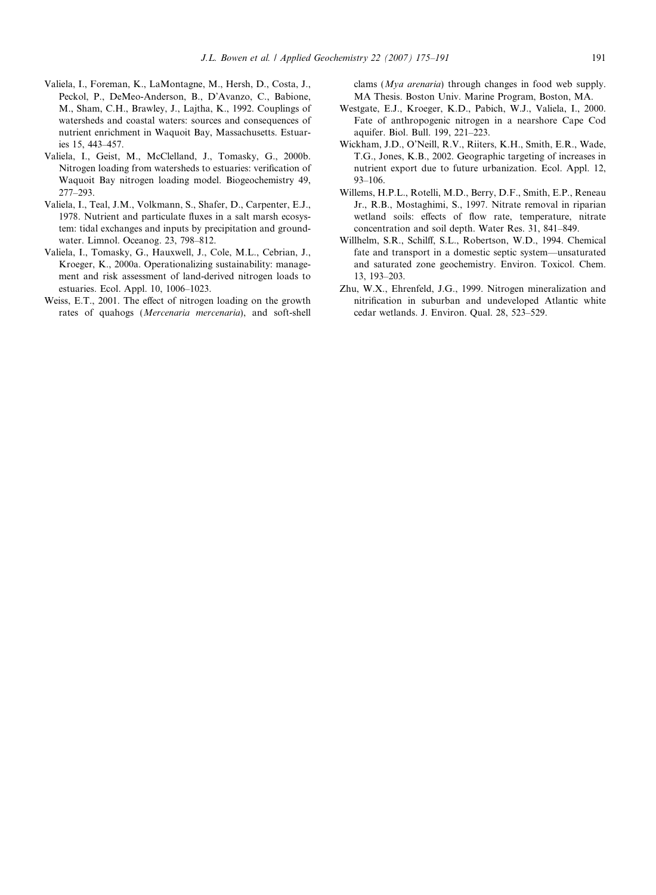Valiela, I., Foreman, K., LaMontagne, M., Hersh, D., Costa, J., Peckol, P., DeMeo-Anderson, B., D'Avanzo, C., Babione, M., Sham, C.H., Brawley, J., Lajtha, K., 1992. Couplings of watersheds and coastal waters: sources and consequences of nutrient enrichment in Waquoit Bay, Massachusetts. Estuaries 15, 443–457.

Valiela, I., Geist, M., McClelland, J., Tomasky, G., 2000b. Nitrogen loading from watersheds to estuaries: verification of Waquoit Bay nitrogen loading model. Biogeochemistry 49, 277–293.

Valiela, I., Teal, J.M., Volkmann, S., Shafer, D., Carpenter, E.J., 1978. Nutrient and particulate fluxes in a salt marsh ecosystem: tidal exchanges and inputs by precipitation and groundwater. Limnol. Oceanog. 23, 798–812.

Valiela, I., Tomasky, G., Hauxwell, J., Cole, M.L., Cebrian, J., Kroeger, K., 2000a. Operationalizing sustainability: management and risk assessment of land-derived nitrogen loads to estuaries. Ecol. Appl. 10, 1006–1023.

Weiss, E.T., 2001. The effect of nitrogen loading on the growth rates of quahogs (*Mercenaria mercenaria*), and soft-shell clams (*Mya arenaria*) through changes in food web supply. MA Thesis. Boston Univ. Marine Program, Boston, MA.

Westgate, E.J., Kroeger, K.D., Pabich, W.J., Valiela, I., 2000. Fate of anthropogenic nitrogen in a nearshore Cape Cod aquifer. Biol. Bull. 199, 221–223.

Wickham, J.D., O'Neill, R.V., Riiters, K.H., Smith, E.R., Wade, T.G., Jones, K.B., 2002. Geographic targeting of increases in nutrient export due to future urbanization. Ecol. Appl. 12, 93–106.

Willems, H.P.L., Rotelli, M.D., Berry, D.F., Smith, E.P., Reneau Jr., R.B., Mostaghimi, S., 1997. Nitrate removal in riparian wetland soils: effects of flow rate, temperature, nitrate concentration and soil depth. Water Res. 31, 841–849.

Willhelm, S.R., Schilff, S.L., Robertson, W.D., 1994. Chemical fate and transport in a domestic septic system—unsaturated and saturated zone geochemistry. Environ. Toxicol. Chem. 13, 193–203.

Zhu, W.X., Ehrenfeld, J.G., 1999. Nitrogen mineralization and nitrification in suburban and undeveloped Atlantic white cedar wetlands. J. Environ. Qual. 28, 523–529.